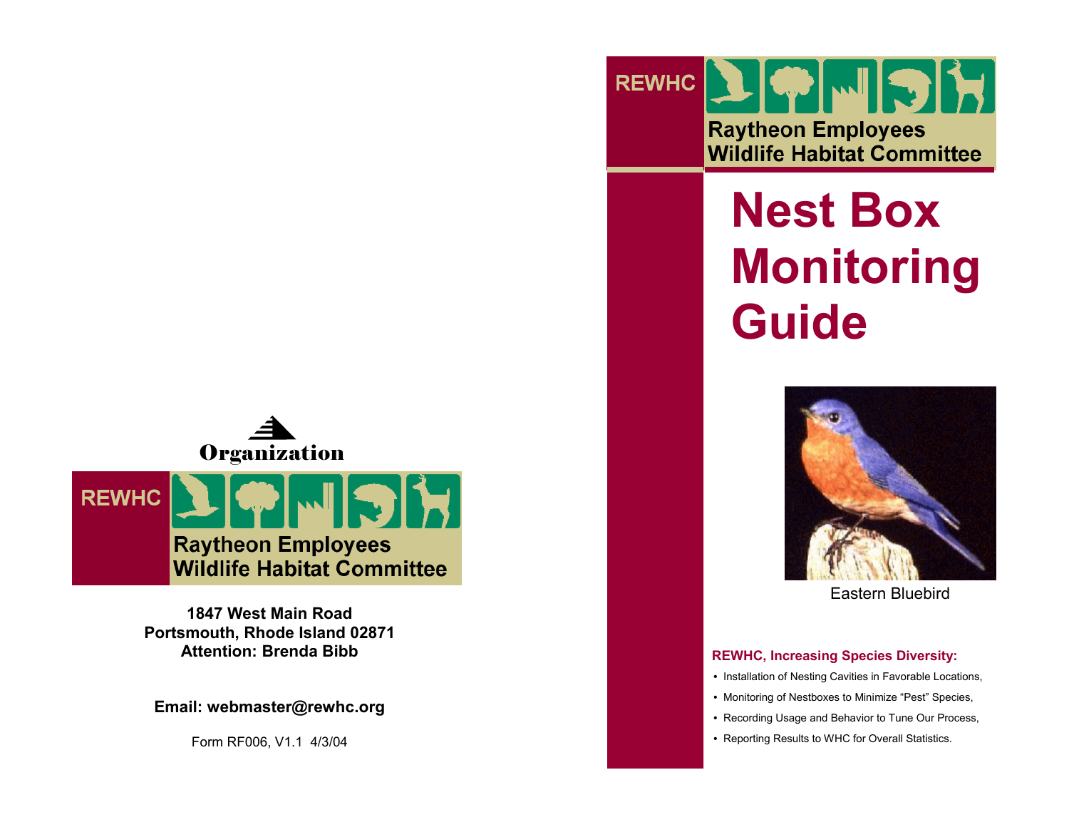Organization

REWHC

Raytheon Employees
Wildlife Habitat Committee

**1847 West Main Road**
**Portsmouth, Rhode Island 02871**
**Attention: Brenda Bibb**

**Email: webmaster@rewhc.org**

Form RF006, V1.1 4/3/04

REWHC

Raytheon Employees
Wildlife Habitat Committee

# Nest Box Monitoring Guide

Eastern Bluebird

**REWHC, Increasing Species Diversity:**

- Installation of Nesting Cavities in Favorable Locations,
- Monitoring of Nestboxes to Minimize "Pest" Species,
- Recording Usage and Behavior to Tune Our Process,
- Reporting Results to WHC for Overall Statistics.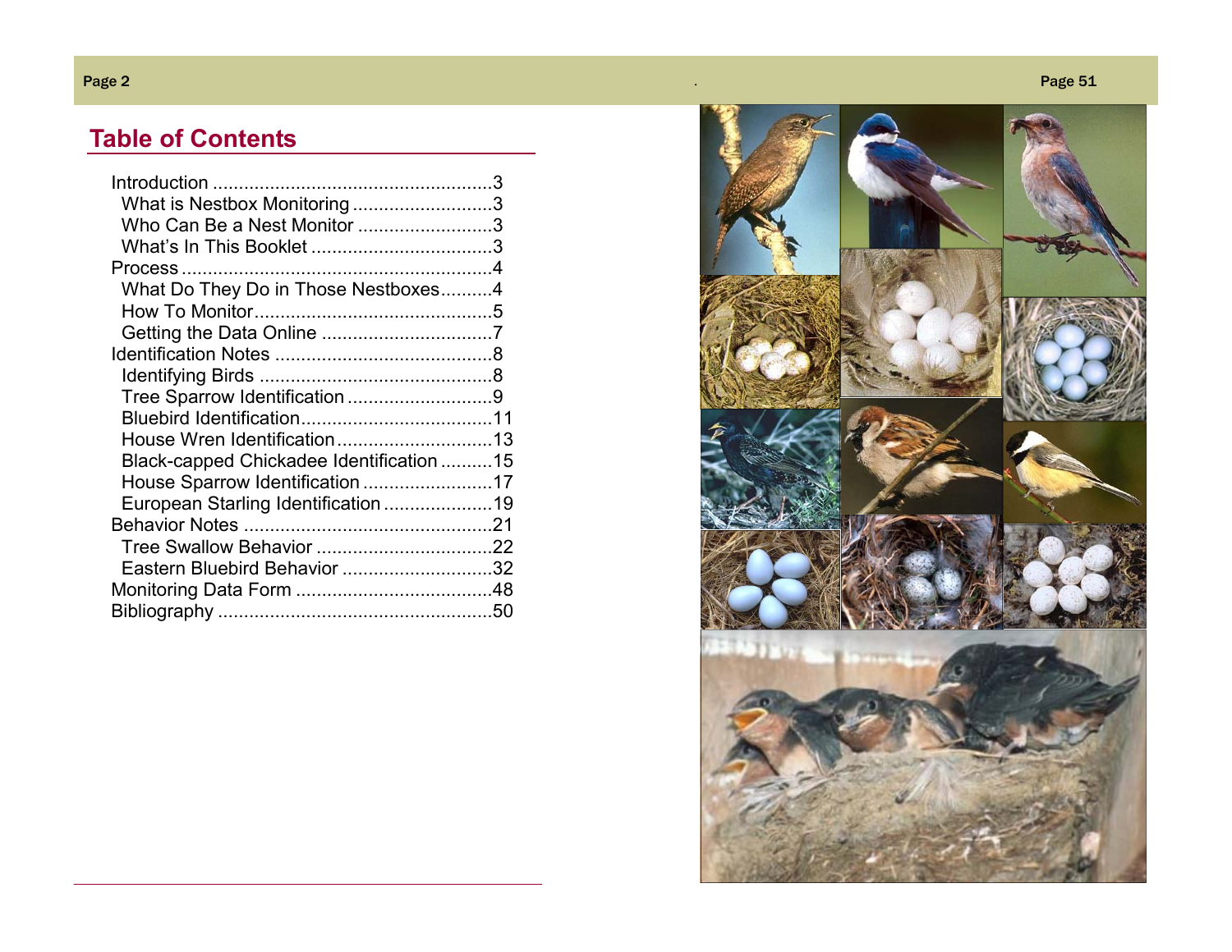## Table of Contents

- Introduction ......................................................3
  - What is Nestbox Monitoring ...........................3
  - Who Can Be a Nest Monitor ..........................3
  - What's In This Booklet ...................................3
- Process ...........................................................4
  - What Do They Do in Those Nestboxes..........4
  - How To Monitor.............................................5
  - Getting the Data Online .................................7
- Identification Notes ..........................................8
  - Identifying Birds .............................................8
  - Tree Sparrow Identification ............................9
  - Bluebird Identification.....................................11
  - House Wren Identification..............................13
  - Black-capped Chickadee Identification ..........15
  - House Sparrow Identification .........................17
  - European Starling Identification .....................19
- Behavior Notes ................................................21
  - Tree Swallow Behavior ..................................22
  - Eastern Bluebird Behavior .............................32
- Monitoring Data Form ......................................48
- Bibliography .....................................................50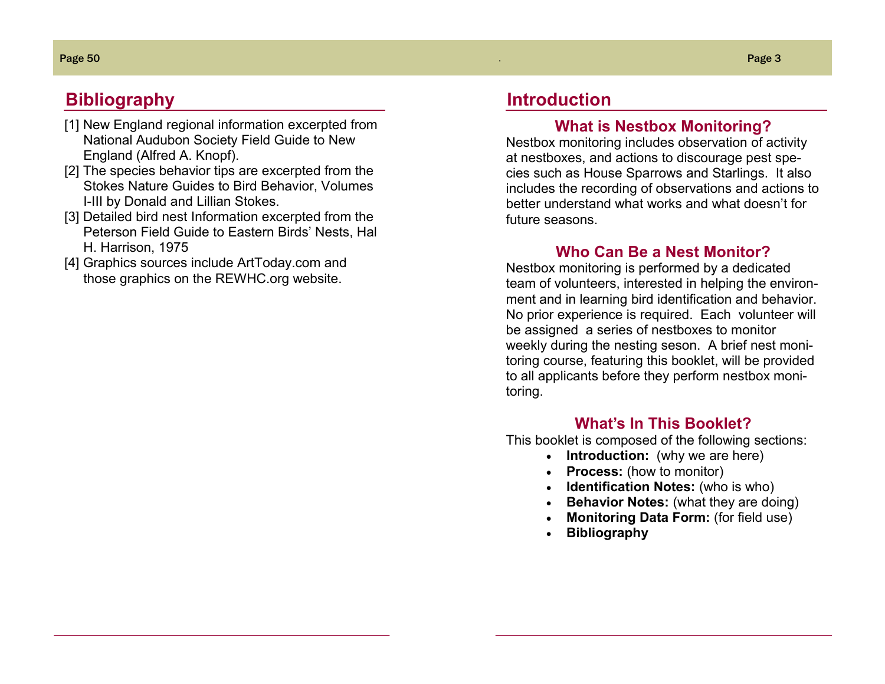## Bibliography

[1] New England regional information excerpted from National Audubon Society Field Guide to New England (Alfred A. Knopf).

[2] The species behavior tips are excerpted from the Stokes Nature Guides to Bird Behavior, Volumes I-III by Donald and Lillian Stokes.

[3] Detailed bird nest Information excerpted from the Peterson Field Guide to Eastern Birds' Nests, Hal H. Harrison, 1975

[4] Graphics sources include ArtToday.com and those graphics on the REWHC.org website.

## Introduction

### What is Nestbox Monitoring?

Nestbox monitoring includes observation of activity at nestboxes, and actions to discourage pest species such as House Sparrows and Starlings. It also includes the recording of observations and actions to better understand what works and what doesn't for future seasons.

### Who Can Be a Nest Monitor?

Nestbox monitoring is performed by a dedicated team of volunteers, interested in helping the environment and in learning bird identification and behavior. No prior experience is required. Each volunteer will be assigned a series of nestboxes to monitor weekly during the nesting seson. A brief nest monitoring course, featuring this booklet, will be provided to all applicants before they perform nestbox monitoring.

### What's In This Booklet?

This booklet is composed of the following sections:

- **Introduction:** (why we are here)
- **Process:** (how to monitor)
- **Identification Notes:** (who is who)
- **Behavior Notes:** (what they are doing)
- **Monitoring Data Form:** (for field use)
- **Bibliography**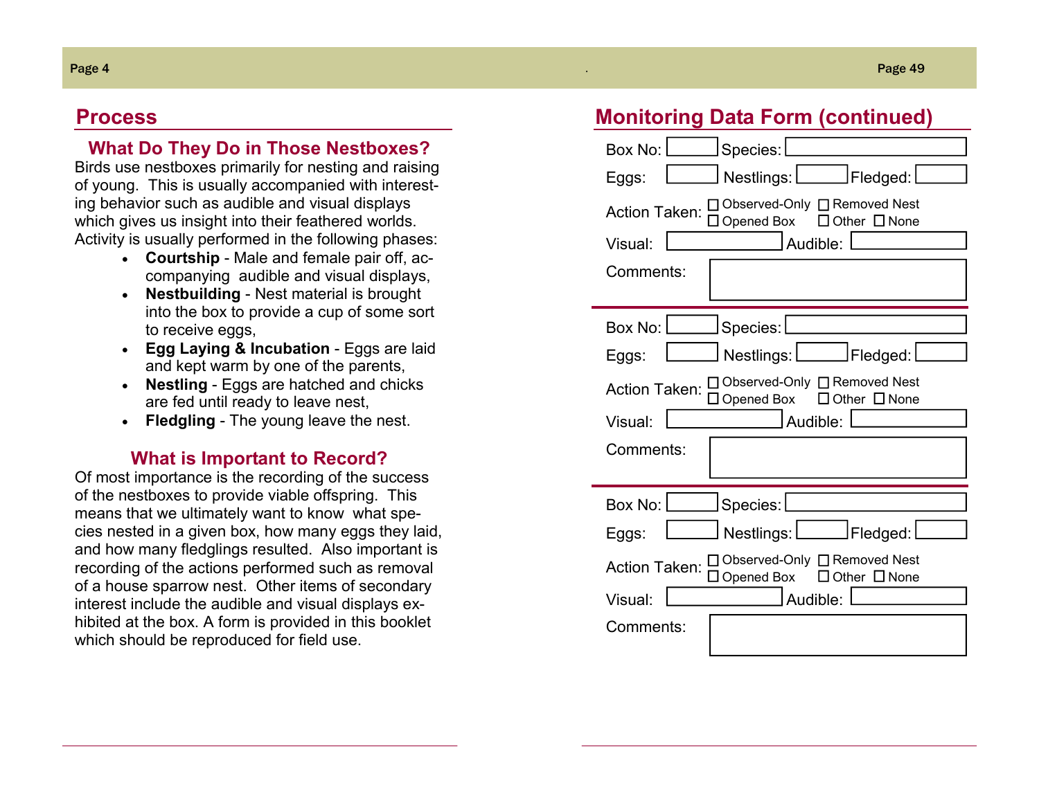## Process

### What Do They Do in Those Nestboxes?

Birds use nestboxes primarily for nesting and raising of young. This is usually accompanied with interesting behavior such as audible and visual displays which gives us insight into their feathered worlds. Activity is usually performed in the following phases:

- **Courtship** - Male and female pair off, accompanying audible and visual displays,
- **Nestbuilding** - Nest material is brought into the box to provide a cup of some sort to receive eggs,
- **Egg Laying & Incubation** - Eggs are laid and kept warm by one of the parents,
- **Nestling** - Eggs are hatched and chicks are fed until ready to leave nest,
- **Fledgling** - The young leave the nest.

### What is Important to Record?

Of most importance is the recording of the success of the nestboxes to provide viable offspring. This means that we ultimately want to know what species nested in a given box, how many eggs they laid, and how many fledglings resulted. Also important is recording of the actions performed such as removal of a house sparrow nest. Other items of secondary interest include the audible and visual displays exhibited at the box. A form is provided in this booklet which should be reproduced for field use.

## Monitoring Data Form (continued)

Box No: ______ Species: ______

Eggs: ______ Nestlings: ______ Fledged: ______

Action Taken: ☐ Observed-Only ☐ Removed Nest ☐ Opened Box ☐ Other ☐ None

Visual: ______ Audible: ______

Comments: ______

---

Box No: ______ Species: ______

Eggs: ______ Nestlings: ______ Fledged: ______

Action Taken: ☐ Observed-Only ☐ Removed Nest ☐ Opened Box ☐ Other ☐ None

Visual: ______ Audible: ______

Comments: ______

---

Box No: ______ Species: ______

Eggs: ______ Nestlings: ______ Fledged: ______

Action Taken: ☐ Observed-Only ☐ Removed Nest ☐ Opened Box ☐ Other ☐ None

Visual: ______ Audible: ______

Comments: ______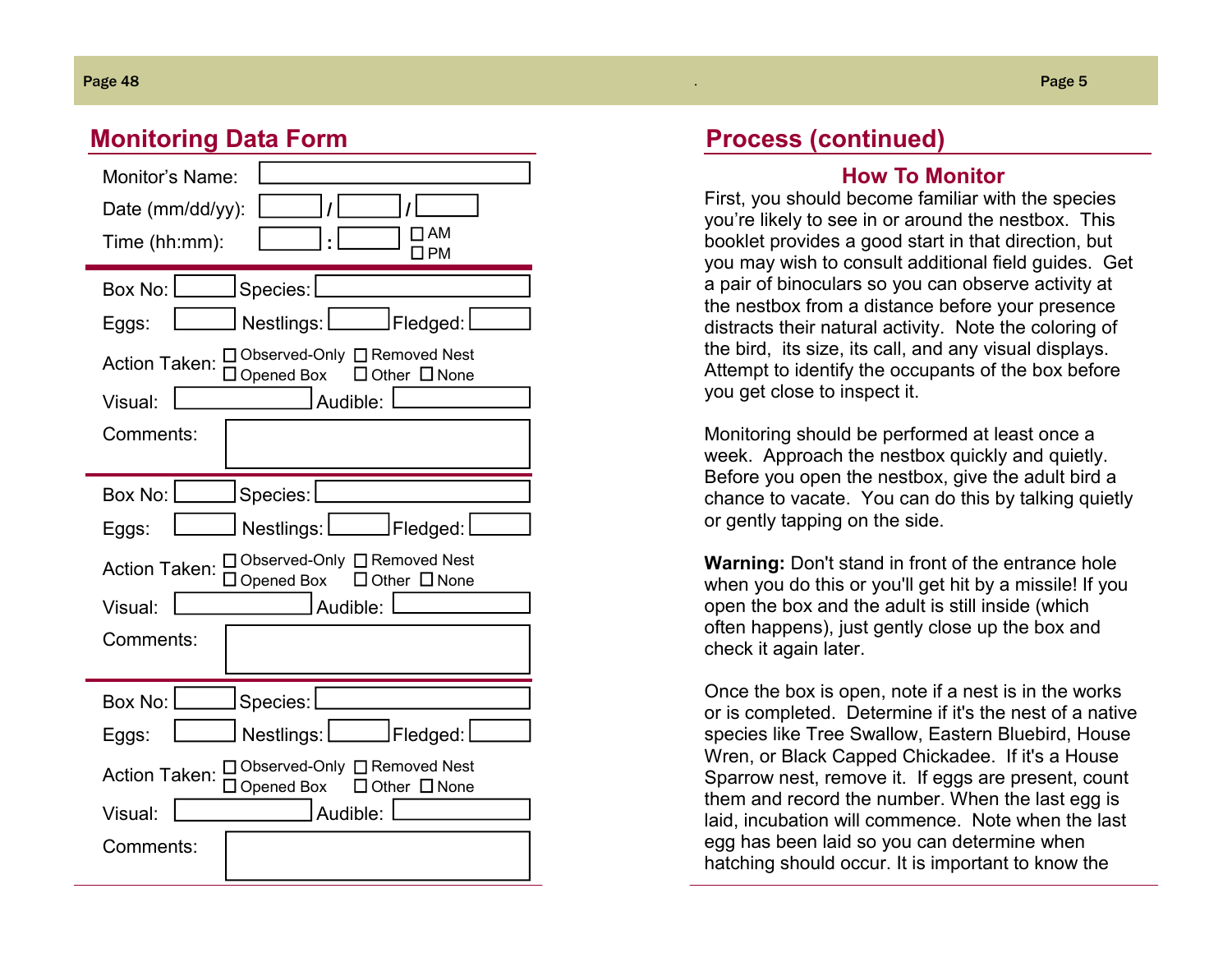## Monitoring Data Form

Monitor's Name: \_\_\_\_\_\_\_\_\_\_

Date (mm/dd/yy): \_\_\_\_ / \_\_\_\_ / \_\_\_\_

Time (hh:mm): \_\_\_\_ : \_\_\_\_ ☐ AM ☐ PM

---

Box No: \_\_\_\_ Species: \_\_\_\_\_\_\_\_\_\_

Eggs: \_\_\_\_ Nestlings: \_\_\_\_ Fledged: \_\_\_\_

Action Taken: ☐ Observed-Only ☐ Removed Nest ☐ Opened Box ☐ Other ☐ None

Visual: \_\_\_\_\_\_\_\_ Audible: \_\_\_\_\_\_\_\_

Comments: \_\_\_\_\_\_\_\_\_\_

---

Box No: \_\_\_\_ Species: \_\_\_\_\_\_\_\_\_\_

Eggs: \_\_\_\_ Nestlings: \_\_\_\_ Fledged: \_\_\_\_

Action Taken: ☐ Observed-Only ☐ Removed Nest ☐ Opened Box ☐ Other ☐ None

Visual: \_\_\_\_\_\_\_\_ Audible: \_\_\_\_\_\_\_\_

Comments: \_\_\_\_\_\_\_\_\_\_

---

Box No: \_\_\_\_ Species: \_\_\_\_\_\_\_\_\_\_

Eggs: \_\_\_\_ Nestlings: \_\_\_\_ Fledged: \_\_\_\_

Action Taken: ☐ Observed-Only ☐ Removed Nest ☐ Opened Box ☐ Other ☐ None

Visual: \_\_\_\_\_\_\_\_ Audible: \_\_\_\_\_\_\_\_

Comments: \_\_\_\_\_\_\_\_\_\_

## Process (continued)

### How To Monitor

First, you should become familiar with the species you're likely to see in or around the nestbox. This booklet provides a good start in that direction, but you may wish to consult additional field guides. Get a pair of binoculars so you can observe activity at the nestbox from a distance before your presence distracts their natural activity. Note the coloring of the bird, its size, its call, and any visual displays. Attempt to identify the occupants of the box before you get close to inspect it.

Monitoring should be performed at least once a week. Approach the nestbox quickly and quietly. Before you open the nestbox, give the adult bird a chance to vacate. You can do this by talking quietly or gently tapping on the side.

**Warning:** Don't stand in front of the entrance hole when you do this or you'll get hit by a missile! If you open the box and the adult is still inside (which often happens), just gently close up the box and check it again later.

Once the box is open, note if a nest is in the works or is completed. Determine if it's the nest of a native species like Tree Swallow, Eastern Bluebird, House Wren, or Black Capped Chickadee. If it's a House Sparrow nest, remove it. If eggs are present, count them and record the number. When the last egg is laid, incubation will commence. Note when the last egg has been laid so you can determine when hatching should occur. It is important to know the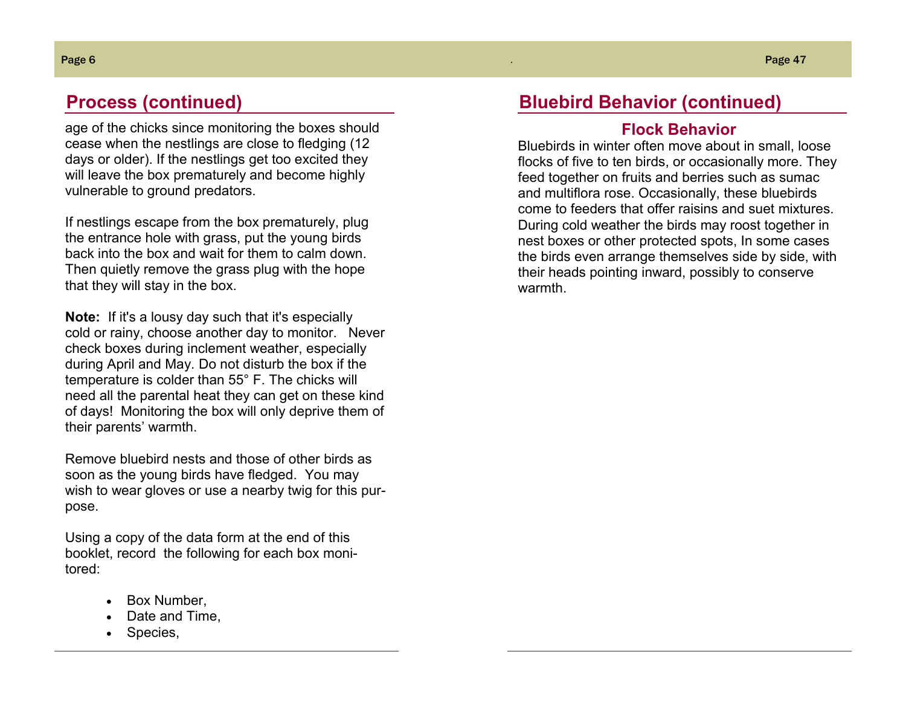## Process (continued)

age of the chicks since monitoring the boxes should cease when the nestlings are close to fledging (12 days or older). If the nestlings get too excited they will leave the box prematurely and become highly vulnerable to ground predators.

If nestlings escape from the box prematurely, plug the entrance hole with grass, put the young birds back into the box and wait for them to calm down. Then quietly remove the grass plug with the hope that they will stay in the box.

**Note:** If it's a lousy day such that it's especially cold or rainy, choose another day to monitor. Never check boxes during inclement weather, especially during April and May. Do not disturb the box if the temperature is colder than 55° F. The chicks will need all the parental heat they can get on these kind of days! Monitoring the box will only deprive them of their parents' warmth.

Remove bluebird nests and those of other birds as soon as the young birds have fledged. You may wish to wear gloves or use a nearby twig for this purpose.

Using a copy of the data form at the end of this booklet, record the following for each box monitored:

- Box Number,
- Date and Time,
- Species,

## Bluebird Behavior (continued)

### Flock Behavior

Bluebirds in winter often move about in small, loose flocks of five to ten birds, or occasionally more. They feed together on fruits and berries such as sumac and multiflora rose. Occasionally, these bluebirds come to feeders that offer raisins and suet mixtures. During cold weather the birds may roost together in nest boxes or other protected spots, In some cases the birds even arrange themselves side by side, with their heads pointing inward, possibly to conserve warmth.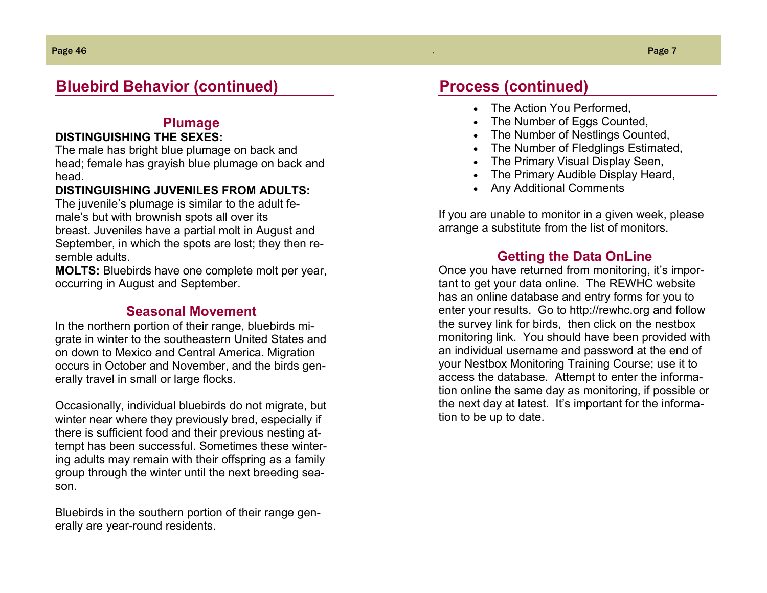## Bluebird Behavior (continued)

### Plumage

**DISTINGUISHING THE SEXES:**
The male has bright blue plumage on back and head; female has grayish blue plumage on back and head.

**DISTINGUISHING JUVENILES FROM ADULTS:**
The juvenile's plumage is similar to the adult female's but with brownish spots all over its breast. Juveniles have a partial molt in August and September, in which the spots are lost; they then resemble adults.

**MOLTS:** Bluebirds have one complete molt per year, occurring in August and September.

### Seasonal Movement

In the northern portion of their range, bluebirds migrate in winter to the southeastern United States and on down to Mexico and Central America. Migration occurs in October and November, and the birds generally travel in small or large flocks.

Occasionally, individual bluebirds do not migrate, but winter near where they previously bred, especially if there is sufficient food and their previous nesting attempt has been successful. Sometimes these wintering adults may remain with their offspring as a family group through the winter until the next breeding season.

Bluebirds in the southern portion of their range generally are year-round residents.

## Process (continued)

- The Action You Performed,
- The Number of Eggs Counted,
- The Number of Nestlings Counted,
- The Number of Fledglings Estimated,
- The Primary Visual Display Seen,
- The Primary Audible Display Heard,
- Any Additional Comments

If you are unable to monitor in a given week, please arrange a substitute from the list of monitors.

### Getting the Data OnLine

Once you have returned from monitoring, it's important to get your data online. The REWHC website has an online database and entry forms for you to enter your results. Go to http://rewhc.org and follow the survey link for birds, then click on the nestbox monitoring link. You should have been provided with an individual username and password at the end of your Nestbox Monitoring Training Course; use it to access the database. Attempt to enter the information online the same day as monitoring, if possible or the next day at latest. It's important for the information to be up to date.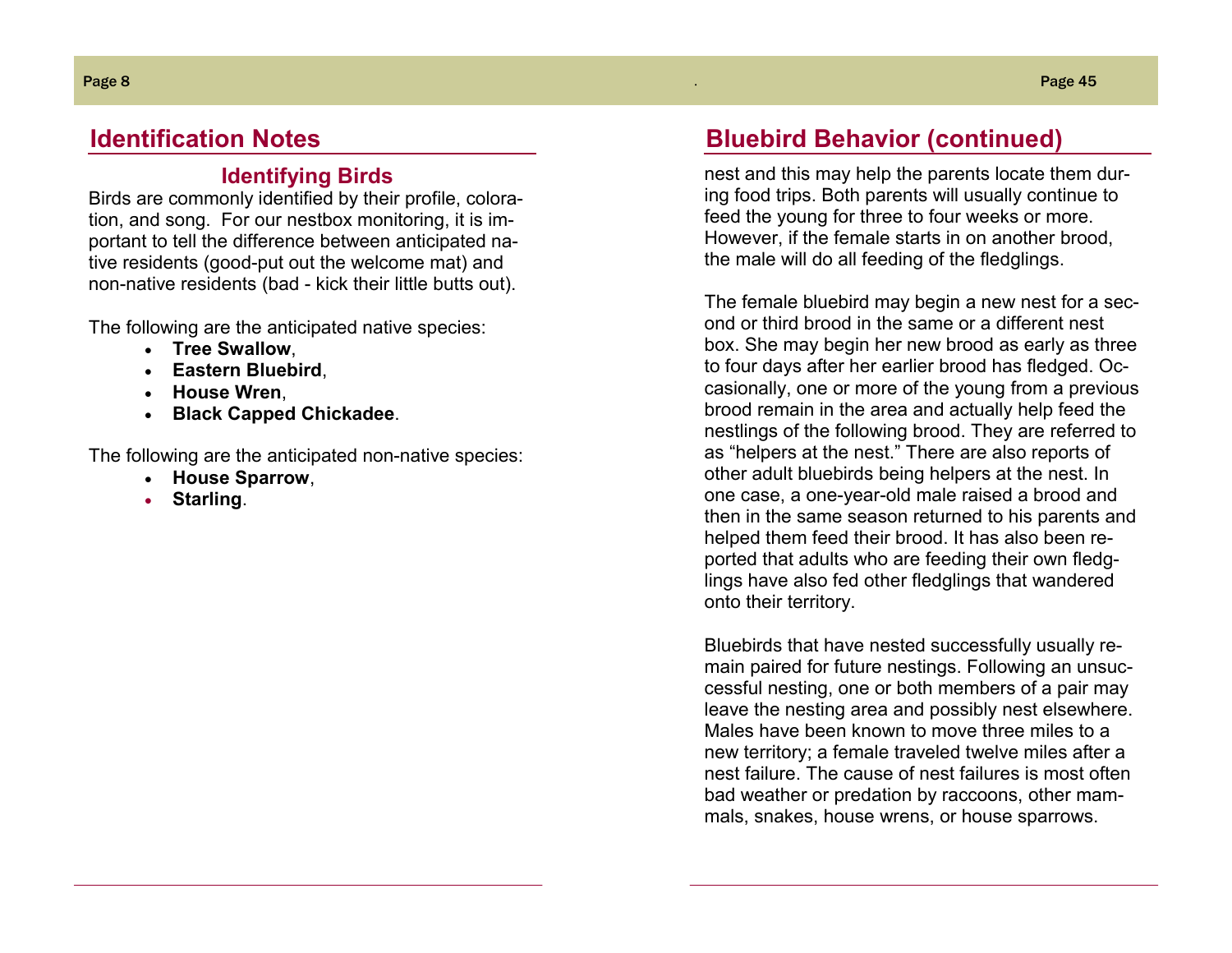## Identification Notes

### Identifying Birds

Birds are commonly identified by their profile, coloration, and song. For our nestbox monitoring, it is important to tell the difference between anticipated native residents (good-put out the welcome mat) and non-native residents (bad - kick their little butts out).

The following are the anticipated native species:

- **Tree Swallow**,
- **Eastern Bluebird**,
- **House Wren**,
- **Black Capped Chickadee**.

The following are the anticipated non-native species:

- **House Sparrow**,
- **Starling**.

## Bluebird Behavior (continued)

nest and this may help the parents locate them during food trips. Both parents will usually continue to feed the young for three to four weeks or more. However, if the female starts in on another brood, the male will do all feeding of the fledglings.

The female bluebird may begin a new nest for a second or third brood in the same or a different nest box. She may begin her new brood as early as three to four days after her earlier brood has fledged. Occasionally, one or more of the young from a previous brood remain in the area and actually help feed the nestlings of the following brood. They are referred to as "helpers at the nest." There are also reports of other adult bluebirds being helpers at the nest. In one case, a one-year-old male raised a brood and then in the same season returned to his parents and helped them feed their brood. It has also been reported that adults who are feeding their own fledglings have also fed other fledglings that wandered onto their territory.

Bluebirds that have nested successfully usually remain paired for future nestings. Following an unsuccessful nesting, one or both members of a pair may leave the nesting area and possibly nest elsewhere. Males have been known to move three miles to a new territory; a female traveled twelve miles after a nest failure. The cause of nest failures is most often bad weather or predation by raccoons, other mammals, snakes, house wrens, or house sparrows.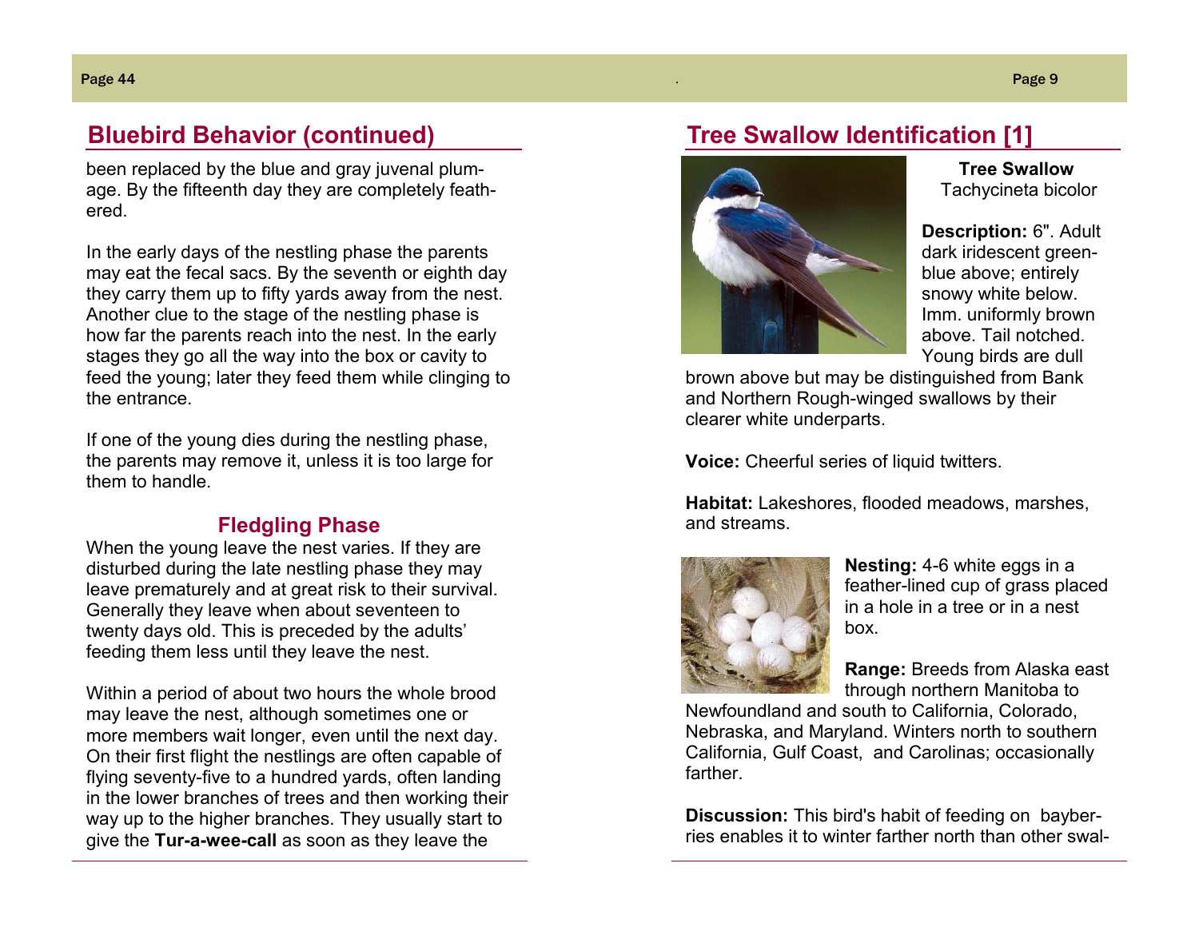## Bluebird Behavior (continued)

been replaced by the blue and gray juvenal plumage. By the fifteenth day they are completely feathered.

In the early days of the nestling phase the parents may eat the fecal sacs. By the seventh or eighth day they carry them up to fifty yards away from the nest. Another clue to the stage of the nestling phase is how far the parents reach into the nest. In the early stages they go all the way into the box or cavity to feed the young; later they feed them while clinging to the entrance.

If one of the young dies during the nestling phase, the parents may remove it, unless it is too large for them to handle.

### Fledgling Phase

When the young leave the nest varies. If they are disturbed during the late nestling phase they may leave prematurely and at great risk to their survival. Generally they leave when about seventeen to twenty days old. This is preceded by the adults' feeding them less until they leave the nest.

Within a period of about two hours the whole brood may leave the nest, although sometimes one or more members wait longer, even until the next day. On their first flight the nestlings are often capable of flying seventy-five to a hundred yards, often landing in the lower branches of trees and then working their way up to the higher branches. They usually start to give the **Tur-a-wee-call** as soon as they leave the

## Tree Swallow Identification [1]

**Tree Swallow**
Tachycineta bicolor

**Description:** 6". Adult dark iridescent green-blue above; entirely snowy white below. Imm. uniformly brown above. Tail notched. Young birds are dull brown above but may be distinguished from Bank and Northern Rough-winged swallows by their clearer white underparts.

**Voice:** Cheerful series of liquid twitters.

**Habitat:** Lakeshores, flooded meadows, marshes, and streams.

**Nesting:** 4-6 white eggs in a feather-lined cup of grass placed in a hole in a tree or in a nest box.

**Range:** Breeds from Alaska east through northern Manitoba to Newfoundland and south to California, Colorado, Nebraska, and Maryland. Winters north to southern California, Gulf Coast, and Carolinas; occasionally farther.

**Discussion:** This bird's habit of feeding on bayberries enables it to winter farther north than other swal-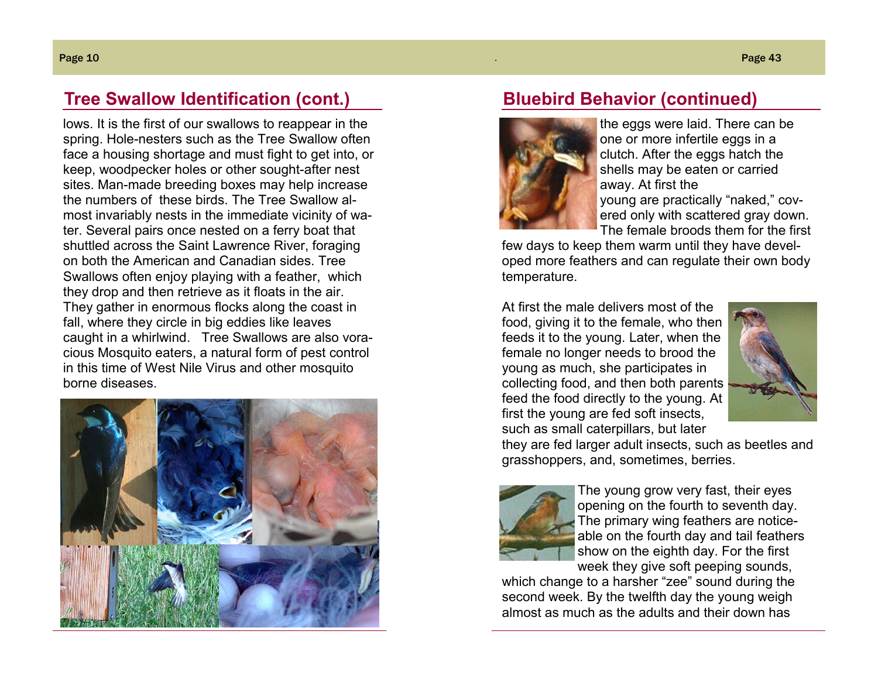## Tree Swallow Identification (cont.)

lows. It is the first of our swallows to reappear in the spring. Hole-nesters such as the Tree Swallow often face a housing shortage and must fight to get into, or keep, woodpecker holes or other sought-after nest sites. Man-made breeding boxes may help increase the numbers of these birds. The Tree Swallow almost invariably nests in the immediate vicinity of water. Several pairs once nested on a ferry boat that shuttled across the Saint Lawrence River, foraging on both the American and Canadian sides. Tree Swallows often enjoy playing with a feather, which they drop and then retrieve as it floats in the air. They gather in enormous flocks along the coast in fall, where they circle in big eddies like leaves caught in a whirlwind. Tree Swallows are also voracious Mosquito eaters, a natural form of pest control in this time of West Nile Virus and other mosquito borne diseases.

## Bluebird Behavior (continued)

the eggs were laid. There can be one or more infertile eggs in a clutch. After the eggs hatch the shells may be eaten or carried away. At first the young are practically "naked," covered only with scattered gray down. The female broods them for the first few days to keep them warm until they have developed more feathers and can regulate their own body temperature.

At first the male delivers most of the food, giving it to the female, who then feeds it to the young. Later, when the female no longer needs to brood the young as much, she participates in collecting food, and then both parents feed the food directly to the young. At first the young are fed soft insects, such as small caterpillars, but later they are fed larger adult insects, such as beetles and grasshoppers, and, sometimes, berries.

The young grow very fast, their eyes opening on the fourth to seventh day. The primary wing feathers are noticeable on the fourth day and tail feathers show on the eighth day. For the first week they give soft peeping sounds, which change to a harsher "zee" sound during the second week. By the twelfth day the young weigh almost as much as the adults and their down has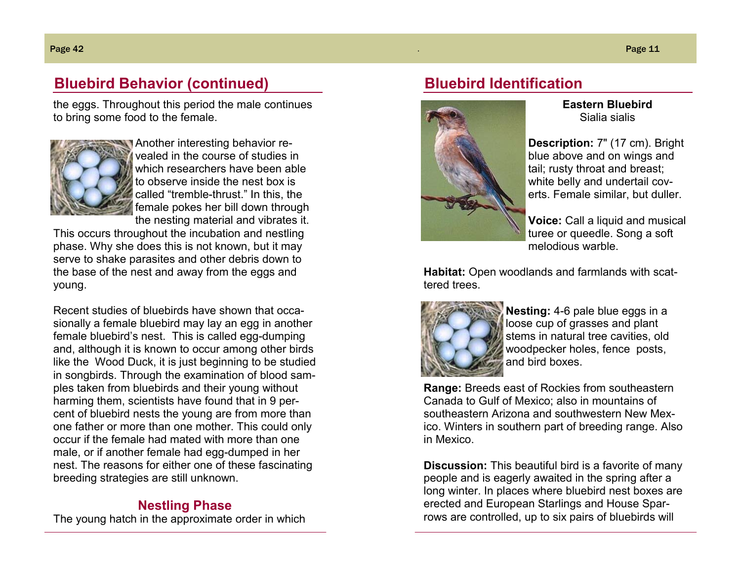## Bluebird Behavior (continued)

the eggs. Throughout this period the male continues to bring some food to the female.

Another interesting behavior revealed in the course of studies in which researchers have been able to observe inside the nest box is called "tremble-thrust." In this, the female pokes her bill down through the nesting material and vibrates it. This occurs throughout the incubation and nestling phase. Why she does this is not known, but it may serve to shake parasites and other debris down to the base of the nest and away from the eggs and young.

Recent studies of bluebirds have shown that occasionally a female bluebird may lay an egg in another female bluebird's nest. This is called egg-dumping and, although it is known to occur among other birds like the Wood Duck, it is just beginning to be studied in songbirds. Through the examination of blood samples taken from bluebirds and their young without harming them, scientists have found that in 9 percent of bluebird nests the young are from more than one father or more than one mother. This could only occur if the female had mated with more than one male, or if another female had egg-dumped in her nest. The reasons for either one of these fascinating breeding strategies are still unknown.

### Nestling Phase

The young hatch in the approximate order in which

## Bluebird Identification

**Eastern Bluebird**
Sialia sialis

**Description:** 7" (17 cm). Bright blue above and on wings and tail; rusty throat and breast; white belly and undertail coverts. Female similar, but duller.

**Voice:** Call a liquid and musical turee or queedle. Song a soft melodious warble.

**Habitat:** Open woodlands and farmlands with scattered trees.

**Nesting:** 4-6 pale blue eggs in a loose cup of grasses and plant stems in natural tree cavities, old woodpecker holes, fence posts, and bird boxes.

**Range:** Breeds east of Rockies from southeastern Canada to Gulf of Mexico; also in mountains of southeastern Arizona and southwestern New Mexico. Winters in southern part of breeding range. Also in Mexico.

**Discussion:** This beautiful bird is a favorite of many people and is eagerly awaited in the spring after a long winter. In places where bluebird nest boxes are erected and European Starlings and House Sparrows are controlled, up to six pairs of bluebirds will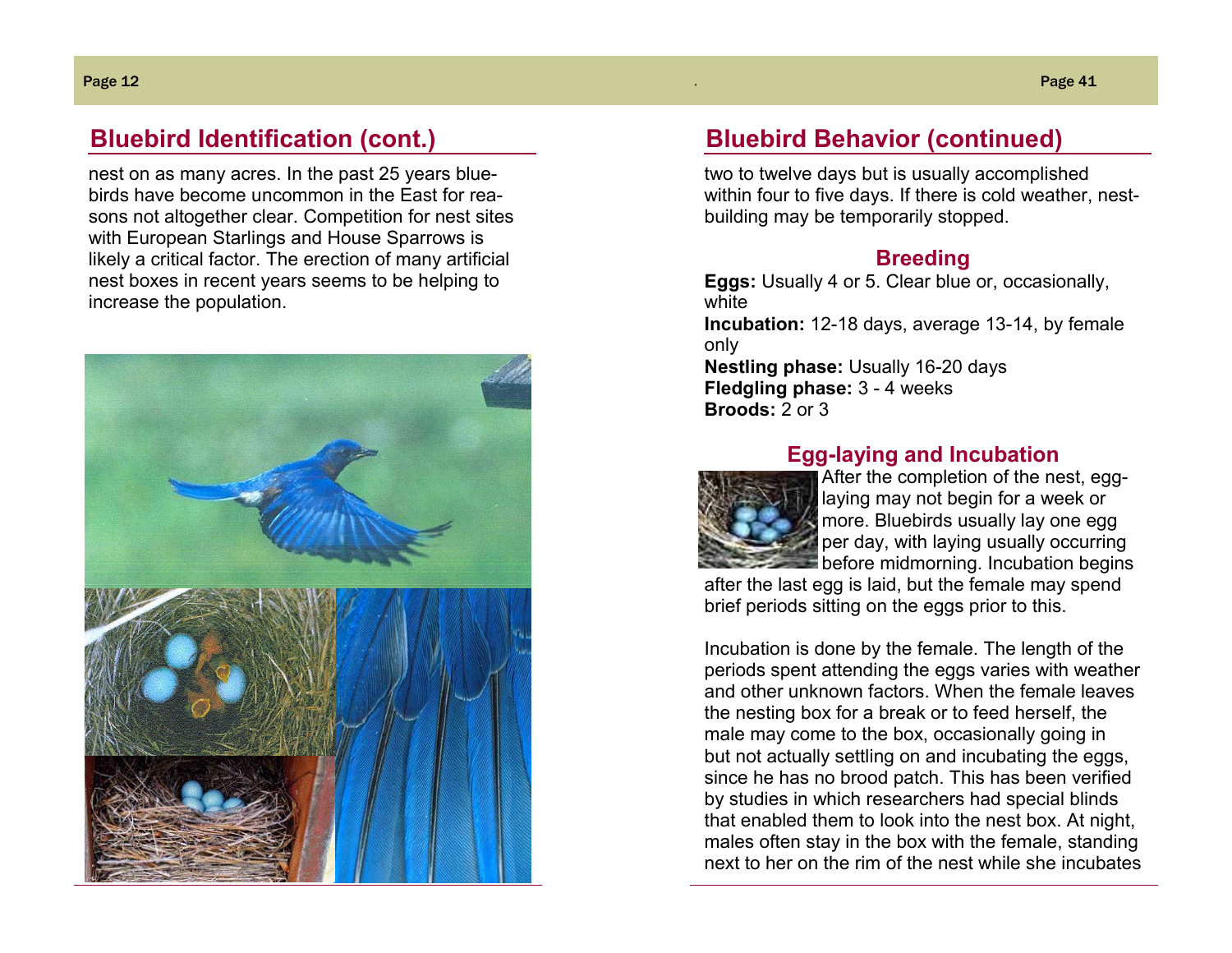## Bluebird Identification (cont.)

nest on as many acres. In the past 25 years bluebirds have become uncommon in the East for reasons not altogether clear. Competition for nest sites with European Starlings and House Sparrows is likely a critical factor. The erection of many artificial nest boxes in recent years seems to be helping to increase the population.

## Bluebird Behavior (continued)

two to twelve days but is usually accomplished within four to five days. If there is cold weather, nest-building may be temporarily stopped.

### Breeding

**Eggs:** Usually 4 or 5. Clear blue or, occasionally, white
**Incubation:** 12-18 days, average 13-14, by female only
**Nestling phase:** Usually 16-20 days
**Fledgling phase:** 3 - 4 weeks
**Broods:** 2 or 3

### Egg-laying and Incubation

After the completion of the nest, egg-laying may not begin for a week or more. Bluebirds usually lay one egg per day, with laying usually occurring before midmorning. Incubation begins after the last egg is laid, but the female may spend brief periods sitting on the eggs prior to this.

Incubation is done by the female. The length of the periods spent attending the eggs varies with weather and other unknown factors. When the female leaves the nesting box for a break or to feed herself, the male may come to the box, occasionally going in but not actually settling on and incubating the eggs, since he has no brood patch. This has been verified by studies in which researchers had special blinds that enabled them to look into the nest box. At night, males often stay in the box with the female, standing next to her on the rim of the nest while she incubates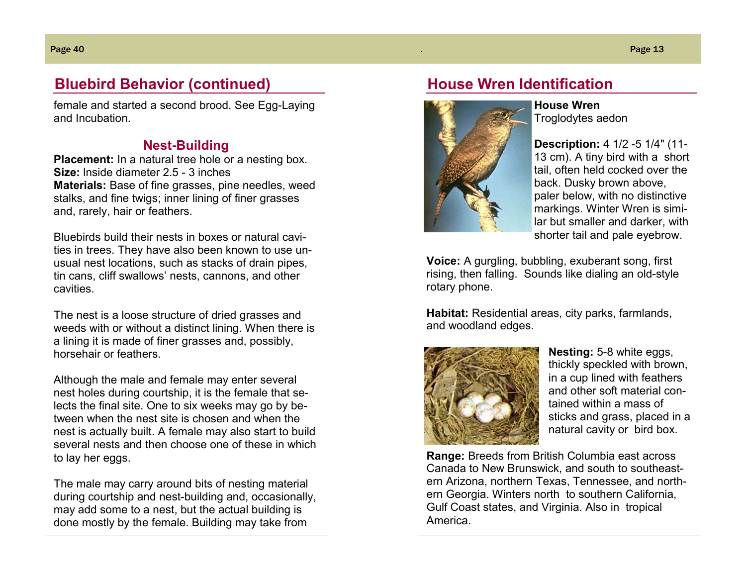## Bluebird Behavior (continued)

female and started a second brood. See Egg-Laying and Incubation.

### Nest-Building

**Placement:** In a natural tree hole or a nesting box.
**Size:** Inside diameter 2.5 - 3 inches
**Materials:** Base of fine grasses, pine needles, weed stalks, and fine twigs; inner lining of finer grasses and, rarely, hair or feathers.

Bluebirds build their nests in boxes or natural cavities in trees. They have also been known to use unusual nest locations, such as stacks of drain pipes, tin cans, cliff swallows' nests, cannons, and other cavities.

The nest is a loose structure of dried grasses and weeds with or without a distinct lining. When there is a lining it is made of finer grasses and, possibly, horsehair or feathers.

Although the male and female may enter several nest holes during courtship, it is the female that selects the final site. One to six weeks may go by between when the nest site is chosen and when the nest is actually built. A female may also start to build several nests and then choose one of these in which to lay her eggs.

The male may carry around bits of nesting material during courtship and nest-building and, occasionally, may add some to a nest, but the actual building is done mostly by the female. Building may take from

## House Wren Identification

**House Wren**
Troglodytes aedon

**Description:** 4 1/2 -5 1/4" (11-13 cm). A tiny bird with a short tail, often held cocked over the back. Dusky brown above, paler below, with no distinctive markings. Winter Wren is similar but smaller and darker, with shorter tail and pale eyebrow.

**Voice:** A gurgling, bubbling, exuberant song, first rising, then falling. Sounds like dialing an old-style rotary phone.

**Habitat:** Residential areas, city parks, farmlands, and woodland edges.

**Nesting:** 5-8 white eggs, thickly speckled with brown, in a cup lined with feathers and other soft material contained within a mass of sticks and grass, placed in a natural cavity or bird box.

**Range:** Breeds from British Columbia east across Canada to New Brunswick, and south to southeastern Arizona, northern Texas, Tennessee, and northern Georgia. Winters north to southern California, Gulf Coast states, and Virginia. Also in tropical America.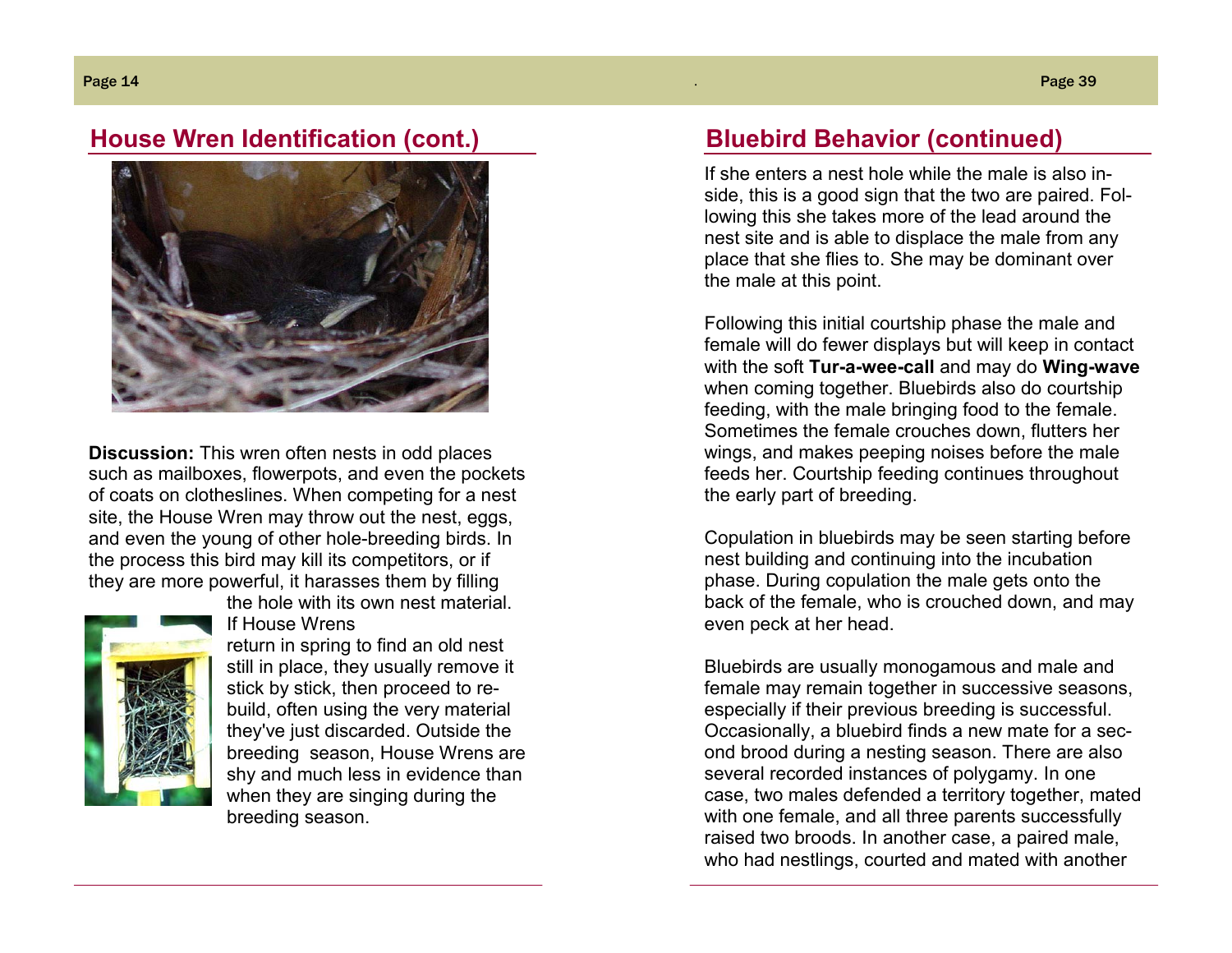## House Wren Identification (cont.)

**Discussion:** This wren often nests in odd places such as mailboxes, flowerpots, and even the pockets of coats on clotheslines. When competing for a nest site, the House Wren may throw out the nest, eggs, and even the young of other hole-breeding birds. In the process this bird may kill its competitors, or if they are more powerful, it harasses them by filling the hole with its own nest material. If House Wrens return in spring to find an old nest still in place, they usually remove it stick by stick, then proceed to rebuild, often using the very material they've just discarded. Outside the breeding season, House Wrens are shy and much less in evidence than when they are singing during the breeding season.

## Bluebird Behavior (continued)

If she enters a nest hole while the male is also inside, this is a good sign that the two are paired. Following this she takes more of the lead around the nest site and is able to displace the male from any place that she flies to. She may be dominant over the male at this point.

Following this initial courtship phase the male and female will do fewer displays but will keep in contact with the soft **Tur-a-wee-call** and may do **Wing-wave** when coming together. Bluebirds also do courtship feeding, with the male bringing food to the female. Sometimes the female crouches down, flutters her wings, and makes peeping noises before the male feeds her. Courtship feeding continues throughout the early part of breeding.

Copulation in bluebirds may be seen starting before nest building and continuing into the incubation phase. During copulation the male gets onto the back of the female, who is crouched down, and may even peck at her head.

Bluebirds are usually monogamous and male and female may remain together in successive seasons, especially if their previous breeding is successful. Occasionally, a bluebird finds a new mate for a second brood during a nesting season. There are also several recorded instances of polygamy. In one case, two males defended a territory together, mated with one female, and all three parents successfully raised two broods. In another case, a paired male, who had nestlings, courted and mated with another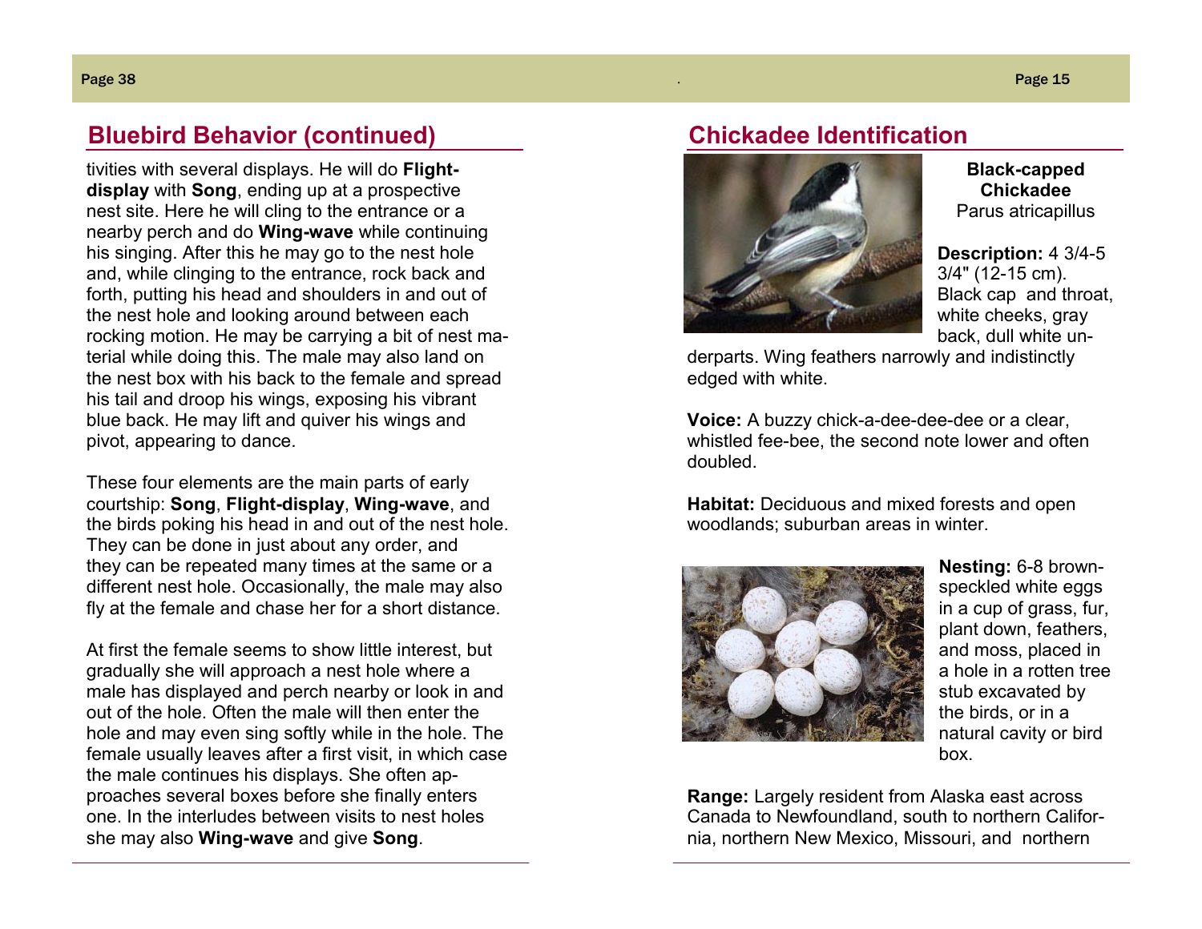## Bluebird Behavior (continued)

tivities with several displays. He will do **Flight-display** with **Song**, ending up at a prospective nest site. Here he will cling to the entrance or a nearby perch and do **Wing-wave** while continuing his singing. After this he may go to the nest hole and, while clinging to the entrance, rock back and forth, putting his head and shoulders in and out of the nest hole and looking around between each rocking motion. He may be carrying a bit of nest material while doing this. The male may also land on the nest box with his back to the female and spread his tail and droop his wings, exposing his vibrant blue back. He may lift and quiver his wings and pivot, appearing to dance.

These four elements are the main parts of early courtship: **Song**, **Flight-display**, **Wing-wave**, and the birds poking his head in and out of the nest hole. They can be done in just about any order, and they can be repeated many times at the same or a different nest hole. Occasionally, the male may also fly at the female and chase her for a short distance.

At first the female seems to show little interest, but gradually she will approach a nest hole where a male has displayed and perch nearby or look in and out of the hole. Often the male will then enter the hole and may even sing softly while in the hole. The female usually leaves after a first visit, in which case the male continues his displays. She often approaches several boxes before she finally enters one. In the interludes between visits to nest holes she may also **Wing-wave** and give **Song**.

## Chickadee Identification

**Black-capped Chickadee**
Parus atricapillus

**Description:** 4 3/4-5 3/4" (12-15 cm). Black cap and throat, white cheeks, gray back, dull white underparts. Wing feathers narrowly and indistinctly edged with white.

**Voice:** A buzzy chick-a-dee-dee-dee or a clear, whistled fee-bee, the second note lower and often doubled.

**Habitat:** Deciduous and mixed forests and open woodlands; suburban areas in winter.

**Nesting:** 6-8 brown-speckled white eggs in a cup of grass, fur, plant down, feathers, and moss, placed in a hole in a rotten tree stub excavated by the birds, or in a natural cavity or bird box.

**Range:** Largely resident from Alaska east across Canada to Newfoundland, south to northern California, northern New Mexico, Missouri, and northern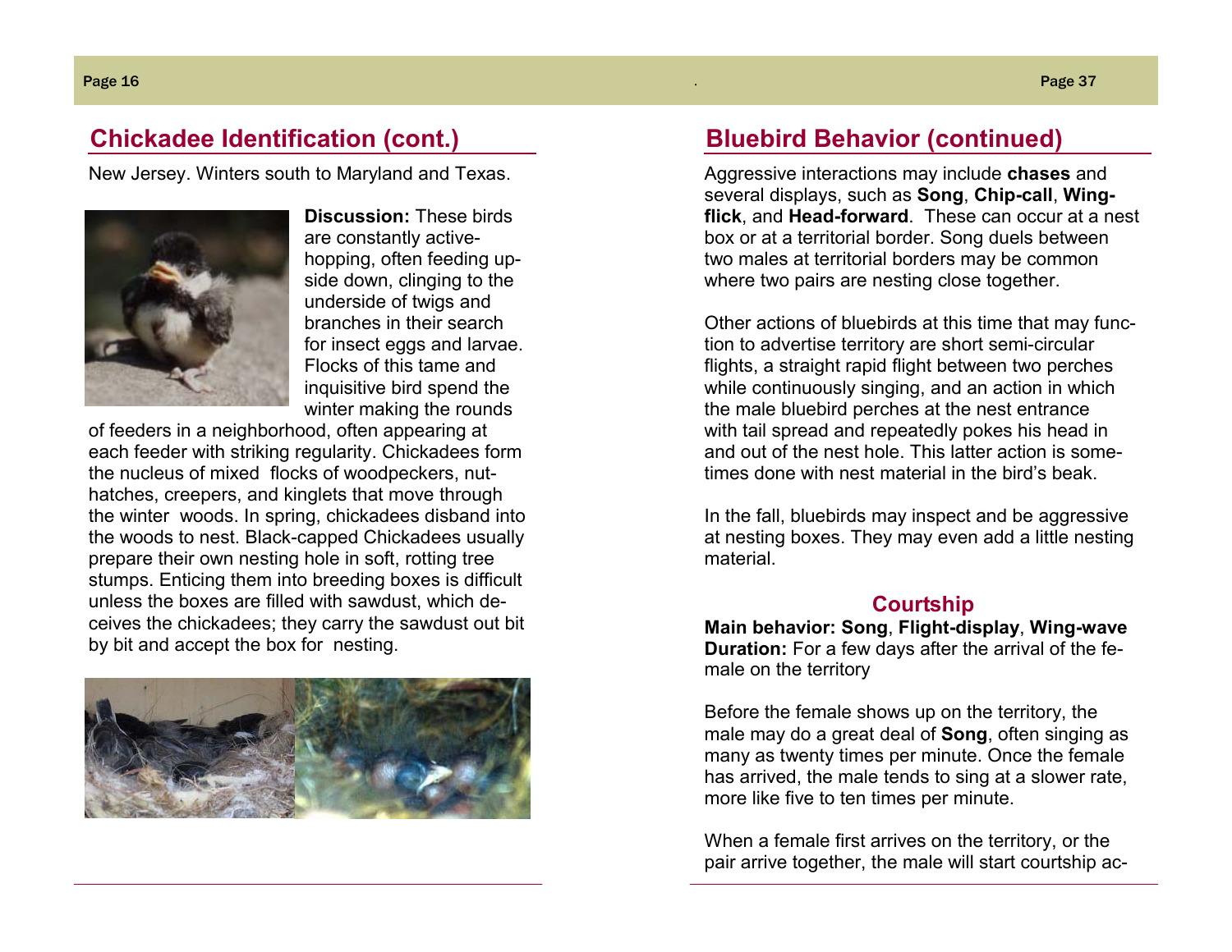## Chickadee Identification (cont.)

New Jersey. Winters south to Maryland and Texas.

**Discussion:** These birds are constantly active-hopping, often feeding upside down, clinging to the underside of twigs and branches in their search for insect eggs and larvae. Flocks of this tame and inquisitive bird spend the winter making the rounds of feeders in a neighborhood, often appearing at each feeder with striking regularity. Chickadees form the nucleus of mixed flocks of woodpeckers, nuthatches, creepers, and kinglets that move through the winter woods. In spring, chickadees disband into the woods to nest. Black-capped Chickadees usually prepare their own nesting hole in soft, rotting tree stumps. Enticing them into breeding boxes is difficult unless the boxes are filled with sawdust, which deceives the chickadees; they carry the sawdust out bit by bit and accept the box for nesting.

## Bluebird Behavior (continued)

Aggressive interactions may include **chases** and several displays, such as **Song**, **Chip-call**, **Wing-flick**, and **Head-forward**. These can occur at a nest box or at a territorial border. Song duels between two males at territorial borders may be common where two pairs are nesting close together.

Other actions of bluebirds at this time that may function to advertise territory are short semi-circular flights, a straight rapid flight between two perches while continuously singing, and an action in which the male bluebird perches at the nest entrance with tail spread and repeatedly pokes his head in and out of the nest hole. This latter action is sometimes done with nest material in the bird's beak.

In the fall, bluebirds may inspect and be aggressive at nesting boxes. They may even add a little nesting material.

### Courtship

**Main behavior: Song**, **Flight-display**, **Wing-wave**
**Duration:** For a few days after the arrival of the female on the territory

Before the female shows up on the territory, the male may do a great deal of **Song**, often singing as many as twenty times per minute. Once the female has arrived, the male tends to sing at a slower rate, more like five to ten times per minute.

When a female first arrives on the territory, or the pair arrive together, the male will start courtship ac-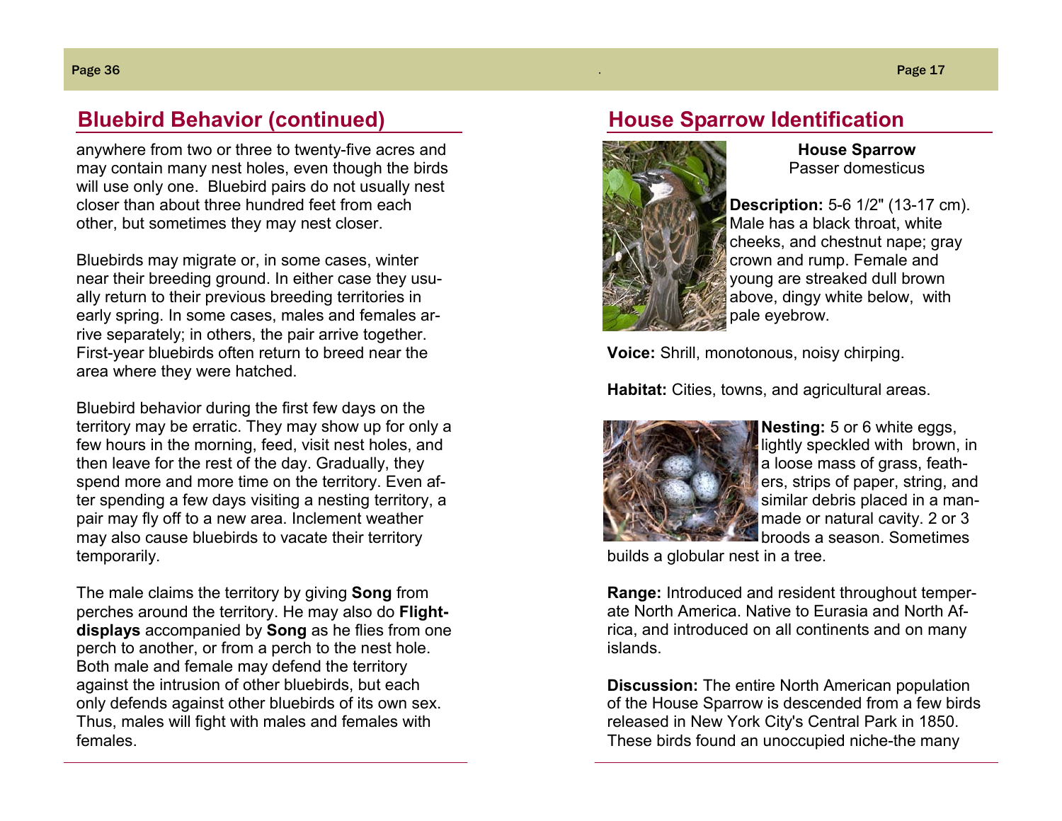## Bluebird Behavior (continued)

anywhere from two or three to twenty-five acres and may contain many nest holes, even though the birds will use only one. Bluebird pairs do not usually nest closer than about three hundred feet from each other, but sometimes they may nest closer.

Bluebirds may migrate or, in some cases, winter near their breeding ground. In either case they usually return to their previous breeding territories in early spring. In some cases, males and females arrive separately; in others, the pair arrive together. First-year bluebirds often return to breed near the area where they were hatched.

Bluebird behavior during the first few days on the territory may be erratic. They may show up for only a few hours in the morning, feed, visit nest holes, and then leave for the rest of the day. Gradually, they spend more and more time on the territory. Even after spending a few days visiting a nesting territory, a pair may fly off to a new area. Inclement weather may also cause bluebirds to vacate their territory temporarily.

The male claims the territory by giving **Song** from perches around the territory. He may also do **Flight-displays** accompanied by **Song** as he flies from one perch to another, or from a perch to the nest hole. Both male and female may defend the territory against the intrusion of other bluebirds, but each only defends against other bluebirds of its own sex. Thus, males will fight with males and females with females.

## House Sparrow Identification

**House Sparrow**
Passer domesticus

**Description:** 5-6 1/2" (13-17 cm). Male has a black throat, white cheeks, and chestnut nape; gray crown and rump. Female and young are streaked dull brown above, dingy white below, with pale eyebrow.

**Voice:** Shrill, monotonous, noisy chirping.

**Habitat:** Cities, towns, and agricultural areas.

**Nesting:** 5 or 6 white eggs, lightly speckled with brown, in a loose mass of grass, feathers, strips of paper, string, and similar debris placed in a man-made or natural cavity. 2 or 3 broods a season. Sometimes builds a globular nest in a tree.

**Range:** Introduced and resident throughout temperate North America. Native to Eurasia and North Africa, and introduced on all continents and on many islands.

**Discussion:** The entire North American population of the House Sparrow is descended from a few birds released in New York City's Central Park in 1850. These birds found an unoccupied niche-the many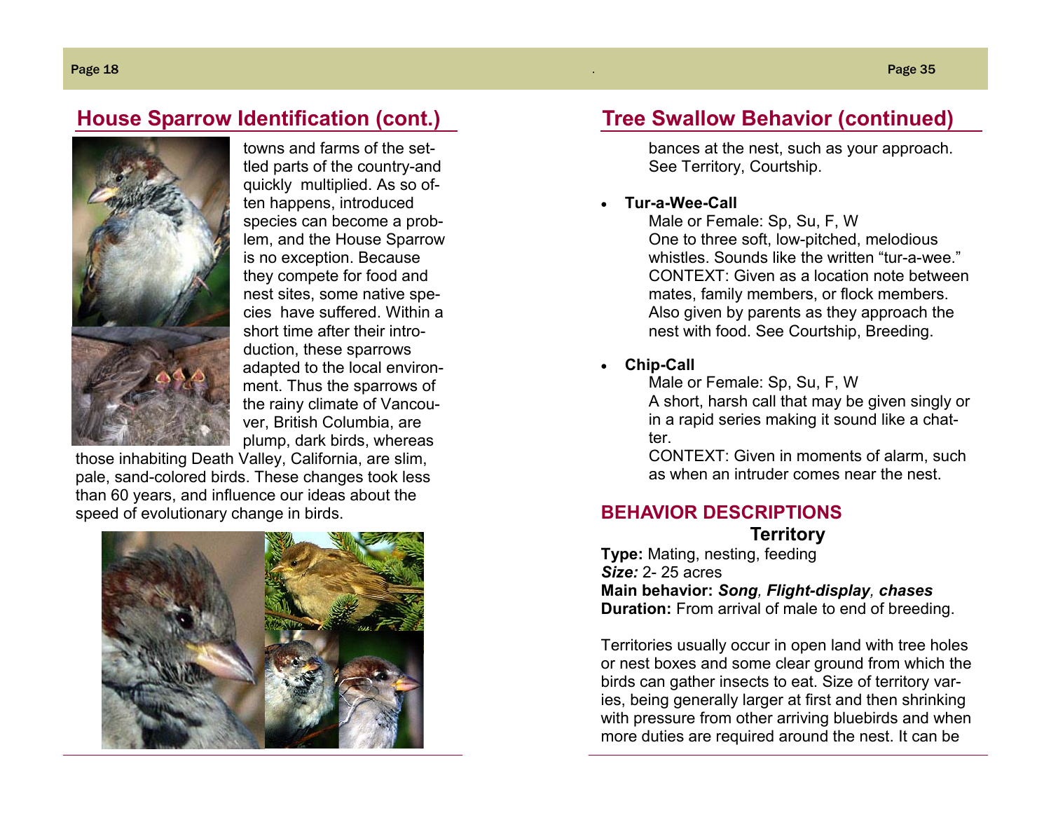## House Sparrow Identification (cont.)

towns and farms of the settled parts of the country-and quickly multiplied. As so often happens, introduced species can become a problem, and the House Sparrow is no exception. Because they compete for food and nest sites, some native species have suffered. Within a short time after their introduction, these sparrows adapted to the local environment. Thus the sparrows of the rainy climate of Vancouver, British Columbia, are plump, dark birds, whereas those inhabiting Death Valley, California, are slim, pale, sand-colored birds. These changes took less than 60 years, and influence our ideas about the speed of evolutionary change in birds.

## Tree Swallow Behavior (continued)

bances at the nest, such as your approach. See Territory, Courtship.

- **Tur-a-Wee-Call**

  Male or Female: Sp, Su, F, W

  One to three soft, low-pitched, melodious whistles. Sounds like the written "tur-a-wee."

  CONTEXT: Given as a location note between mates, family members, or flock members. Also given by parents as they approach the nest with food. See Courtship, Breeding.

- **Chip-Call**

  Male or Female: Sp, Su, F, W

  A short, harsh call that may be given singly or in a rapid series making it sound like a chatter.

  CONTEXT: Given in moments of alarm, such as when an intruder comes near the nest.

## BEHAVIOR DESCRIPTIONS

### Territory

**Type:** Mating, nesting, feeding
***Size:*** 2- 25 acres
**Main behavior:** ***Song*, *Flight-display*, *chases***
**Duration:** From arrival of male to end of breeding.

Territories usually occur in open land with tree holes or nest boxes and some clear ground from which the birds can gather insects to eat. Size of territory varies, being generally larger at first and then shrinking with pressure from other arriving bluebirds and when more duties are required around the nest. It can be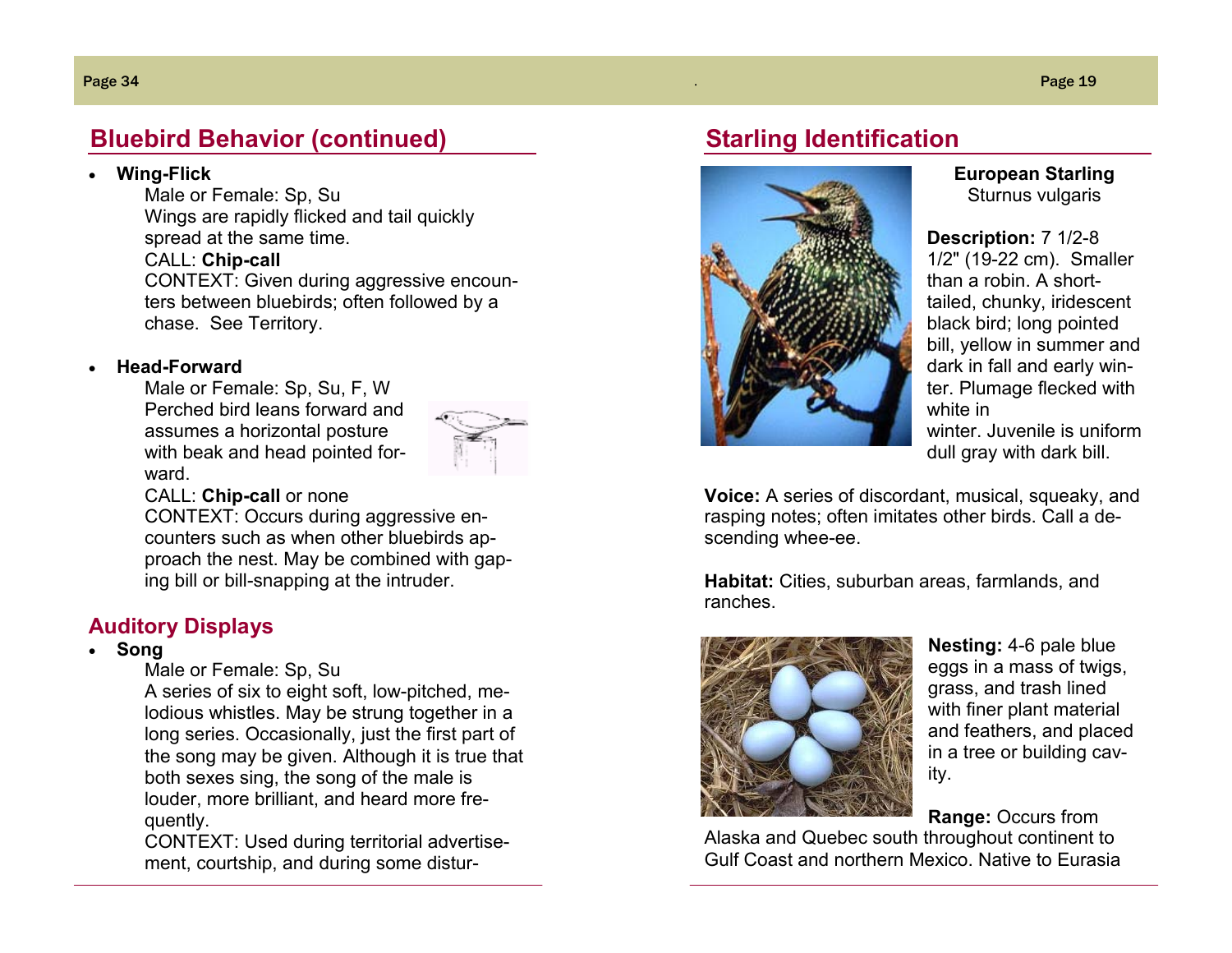## Bluebird Behavior (continued)

- **Wing-Flick**

  Male or Female: Sp, Su

  Wings are rapidly flicked and tail quickly spread at the same time.

  CALL: **Chip-call**

  CONTEXT: Given during aggressive encounters between bluebirds; often followed by a chase. See Territory.

- **Head-Forward**

  Male or Female: Sp, Su, F, W

  Perched bird leans forward and assumes a horizontal posture with beak and head pointed forward.

  CALL: **Chip-call** or none

  CONTEXT: Occurs during aggressive encounters such as when other bluebirds approach the nest. May be combined with gaping bill or bill-snapping at the intruder.

### Auditory Displays

- **Song**

  Male or Female: Sp, Su

  A series of six to eight soft, low-pitched, melodious whistles. May be strung together in a long series. Occasionally, just the first part of the song may be given. Although it is true that both sexes sing, the song of the male is louder, more brilliant, and heard more frequently.

  CONTEXT: Used during territorial advertisement, courtship, and during some distur-

## Starling Identification

**European Starling**
Sturnus vulgaris

**Description:** 7 1/2-8 1/2" (19-22 cm). Smaller than a robin. A short-tailed, chunky, iridescent black bird; long pointed bill, yellow in summer and dark in fall and early winter. Plumage flecked with white in winter. Juvenile is uniform dull gray with dark bill.

**Voice:** A series of discordant, musical, squeaky, and rasping notes; often imitates other birds. Call a descending whee-ee.

**Habitat:** Cities, suburban areas, farmlands, and ranches.

**Nesting:** 4-6 pale blue eggs in a mass of twigs, grass, and trash lined with finer plant material and feathers, and placed in a tree or building cavity.

**Range:** Occurs from Alaska and Quebec south throughout continent to Gulf Coast and northern Mexico. Native to Eurasia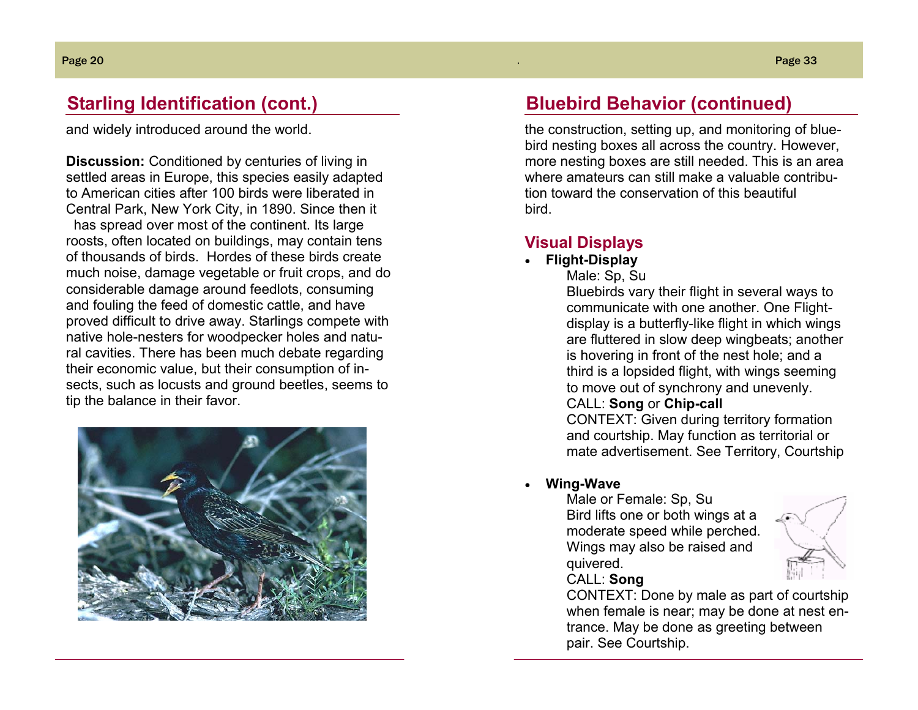## Starling Identification (cont.)

and widely introduced around the world.

**Discussion:** Conditioned by centuries of living in settled areas in Europe, this species easily adapted to American cities after 100 birds were liberated in Central Park, New York City, in 1890. Since then it has spread over most of the continent. Its large roosts, often located on buildings, may contain tens of thousands of birds. Hordes of these birds create much noise, damage vegetable or fruit crops, and do considerable damage around feedlots, consuming and fouling the feed of domestic cattle, and have proved difficult to drive away. Starlings compete with native hole-nesters for woodpecker holes and natural cavities. There has been much debate regarding their economic value, but their consumption of insects, such as locusts and ground beetles, seems to tip the balance in their favor.

## Bluebird Behavior (continued)

the construction, setting up, and monitoring of bluebird nesting boxes all across the country. However, more nesting boxes are still needed. This is an area where amateurs can still make a valuable contribution toward the conservation of this beautiful bird.

### Visual Displays

- **Flight-Display**

  Male: Sp, Su

  Bluebirds vary their flight in several ways to communicate with one another. One Flight-display is a butterfly-like flight in which wings are fluttered in slow deep wingbeats; another is hovering in front of the nest hole; and a third is a lopsided flight, with wings seeming to move out of synchrony and unevenly.

  CALL: **Song** or **Chip-call**

  CONTEXT: Given during territory formation and courtship. May function as territorial or mate advertisement. See Territory, Courtship

- **Wing-Wave**

  Male or Female: Sp, Su

  Bird lifts one or both wings at a moderate speed while perched. Wings may also be raised and quivered.

  CALL: **Song**

  CONTEXT: Done by male as part of courtship when female is near; may be done at nest entrance. May be done as greeting between pair. See Courtship.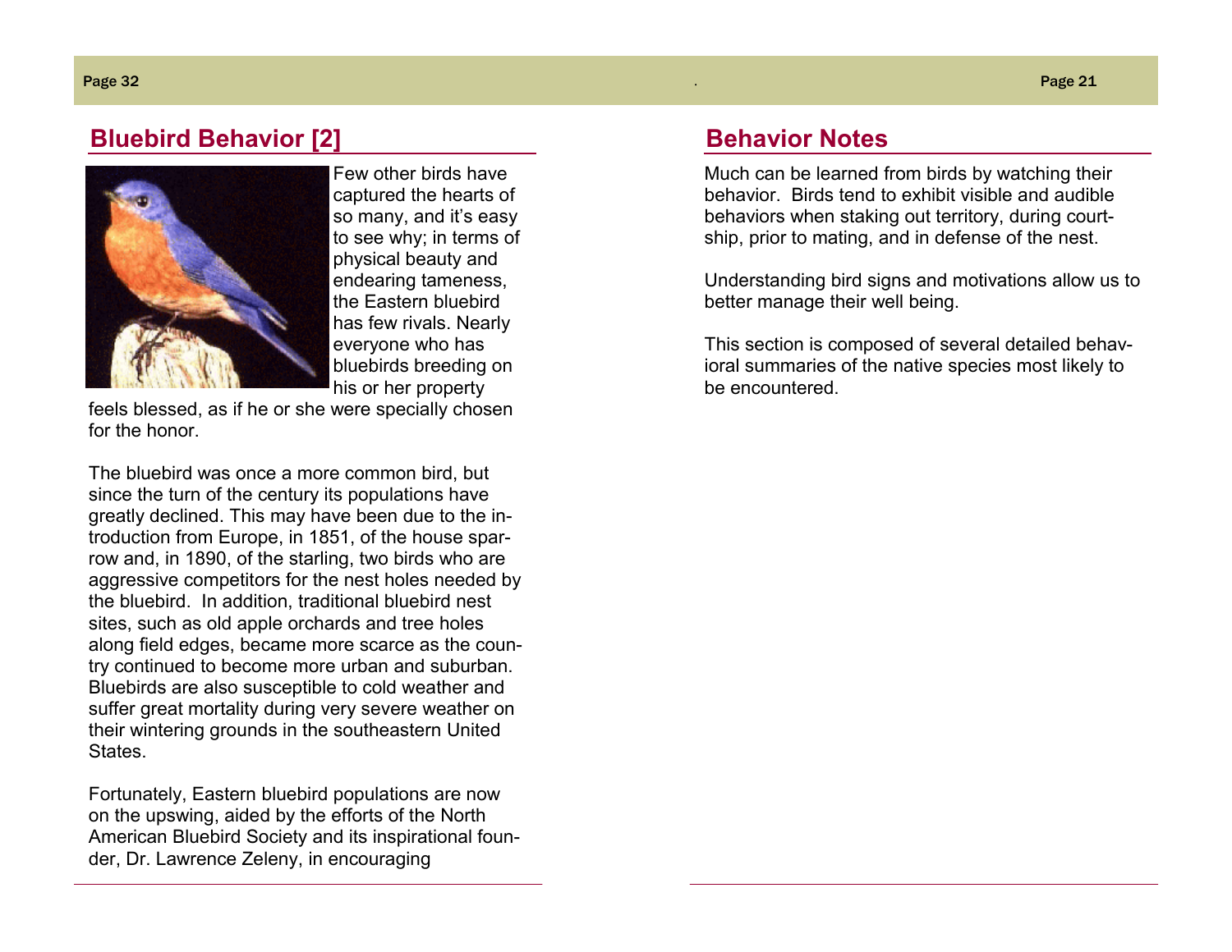## Bluebird Behavior [2]

Few other birds have captured the hearts of so many, and it's easy to see why; in terms of physical beauty and endearing tameness, the Eastern bluebird has few rivals. Nearly everyone who has bluebirds breeding on his or her property feels blessed, as if he or she were specially chosen for the honor.

The bluebird was once a more common bird, but since the turn of the century its populations have greatly declined. This may have been due to the introduction from Europe, in 1851, of the house sparrow and, in 1890, of the starling, two birds who are aggressive competitors for the nest holes needed by the bluebird. In addition, traditional bluebird nest sites, such as old apple orchards and tree holes along field edges, became more scarce as the country continued to become more urban and suburban. Bluebirds are also susceptible to cold weather and suffer great mortality during very severe weather on their wintering grounds in the southeastern United States.

Fortunately, Eastern bluebird populations are now on the upswing, aided by the efforts of the North American Bluebird Society and its inspirational founder, Dr. Lawrence Zeleny, in encouraging

## Behavior Notes

Much can be learned from birds by watching their behavior. Birds tend to exhibit visible and audible behaviors when staking out territory, during courtship, prior to mating, and in defense of the nest.

Understanding bird signs and motivations allow us to better manage their well being.

This section is composed of several detailed behavioral summaries of the native species most likely to be encountered.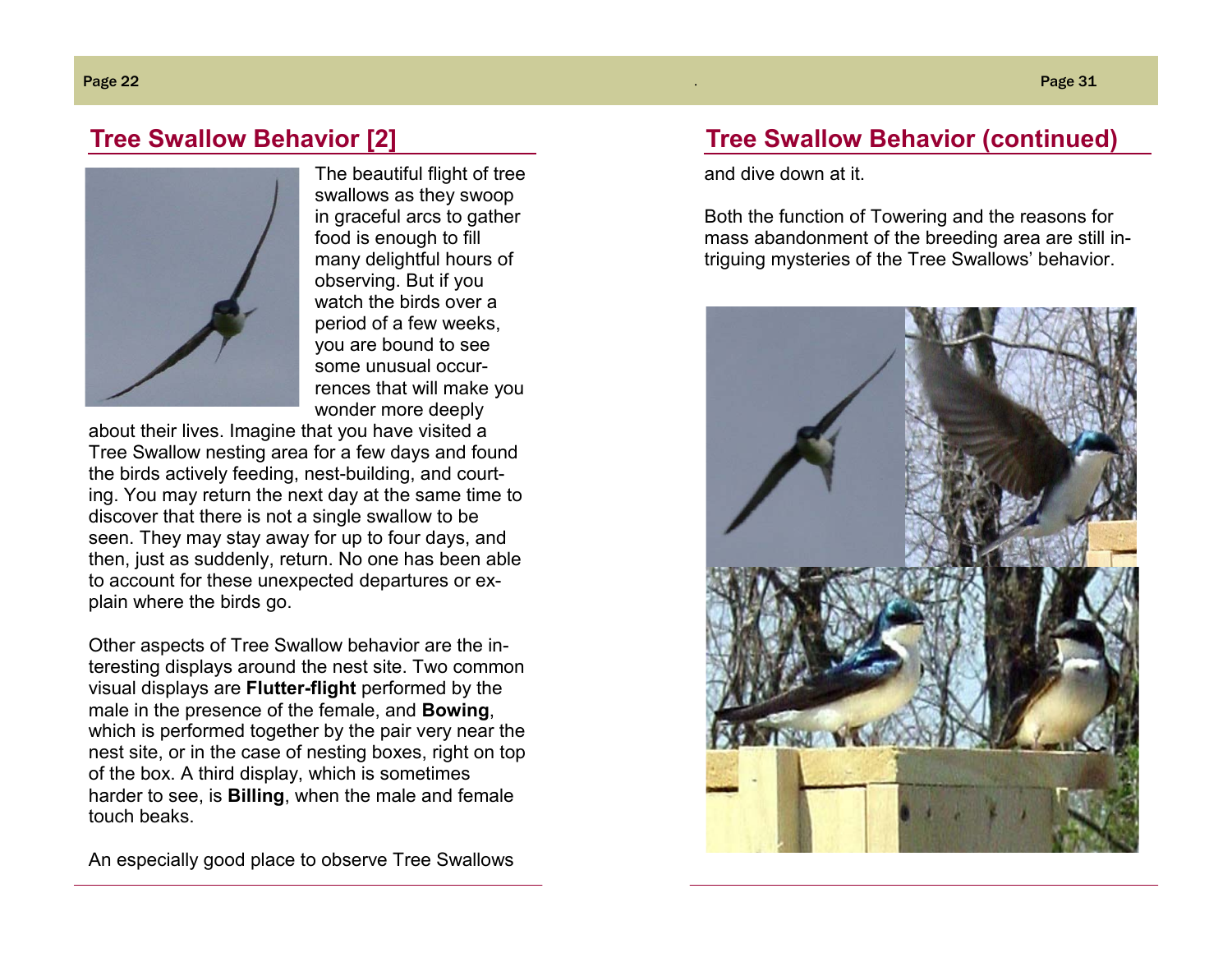## Tree Swallow Behavior [2]

The beautiful flight of tree swallows as they swoop in graceful arcs to gather food is enough to fill many delightful hours of observing. But if you watch the birds over a period of a few weeks, you are bound to see some unusual occurrences that will make you wonder more deeply about their lives. Imagine that you have visited a Tree Swallow nesting area for a few days and found the birds actively feeding, nest-building, and courting. You may return the next day at the same time to discover that there is not a single swallow to be seen. They may stay away for up to four days, and then, just as suddenly, return. No one has been able to account for these unexpected departures or explain where the birds go.

Other aspects of Tree Swallow behavior are the interesting displays around the nest site. Two common visual displays are **Flutter-flight** performed by the male in the presence of the female, and **Bowing**, which is performed together by the pair very near the nest site, or in the case of nesting boxes, right on top of the box. A third display, which is sometimes harder to see, is **Billing**, when the male and female touch beaks.

An especially good place to observe Tree Swallows

## Tree Swallow Behavior (continued)

and dive down at it.

Both the function of Towering and the reasons for mass abandonment of the breeding area are still intriguing mysteries of the Tree Swallows' behavior.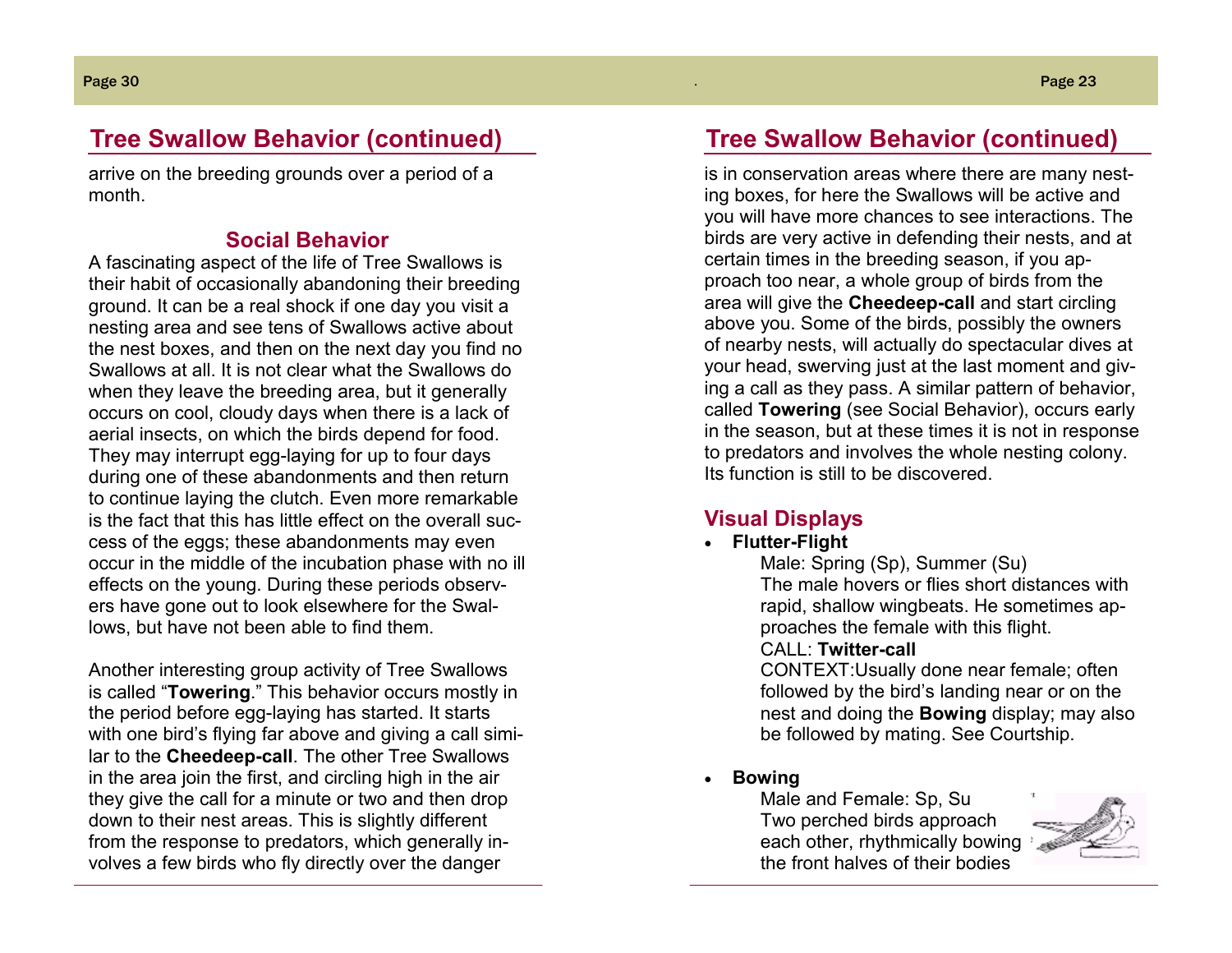## Tree Swallow Behavior (continued)

arrive on the breeding grounds over a period of a month.

### Social Behavior

A fascinating aspect of the life of Tree Swallows is their habit of occasionally abandoning their breeding ground. It can be a real shock if one day you visit a nesting area and see tens of Swallows active about the nest boxes, and then on the next day you find no Swallows at all. It is not clear what the Swallows do when they leave the breeding area, but it generally occurs on cool, cloudy days when there is a lack of aerial insects, on which the birds depend for food. They may interrupt egg-laying for up to four days during one of these abandonments and then return to continue laying the clutch. Even more remarkable is the fact that this has little effect on the overall success of the eggs; these abandonments may even occur in the middle of the incubation phase with no ill effects on the young. During these periods observers have gone out to look elsewhere for the Swallows, but have not been able to find them.

Another interesting group activity of Tree Swallows is called "**Towering**." This behavior occurs mostly in the period before egg-laying has started. It starts with one bird's flying far above and giving a call similar to the **Cheedeep-call**. The other Tree Swallows in the area join the first, and circling high in the air they give the call for a minute or two and then drop down to their nest areas. This is slightly different from the response to predators, which generally involves a few birds who fly directly over the danger

## Tree Swallow Behavior (continued)

is in conservation areas where there are many nesting boxes, for here the Swallows will be active and you will have more chances to see interactions. The birds are very active in defending their nests, and at certain times in the breeding season, if you approach too near, a whole group of birds from the area will give the **Cheedeep-call** and start circling above you. Some of the birds, possibly the owners of nearby nests, will actually do spectacular dives at your head, swerving just at the last moment and giving a call as they pass. A similar pattern of behavior, called **Towering** (see Social Behavior), occurs early in the season, but at these times it is not in response to predators and involves the whole nesting colony. Its function is still to be discovered.

### Visual Displays

- **Flutter-Flight**

  Male: Spring (Sp), Summer (Su)
  The male hovers or flies short distances with rapid, shallow wingbeats. He sometimes approaches the female with this flight.
  CALL: **Twitter-call**
  CONTEXT:Usually done near female; often followed by the bird's landing near or on the nest and doing the **Bowing** display; may also be followed by mating. See Courtship.

- **Bowing**

  Male and Female: Sp, Su
  Two perched birds approach each other, rhythmically bowing the front halves of their bodies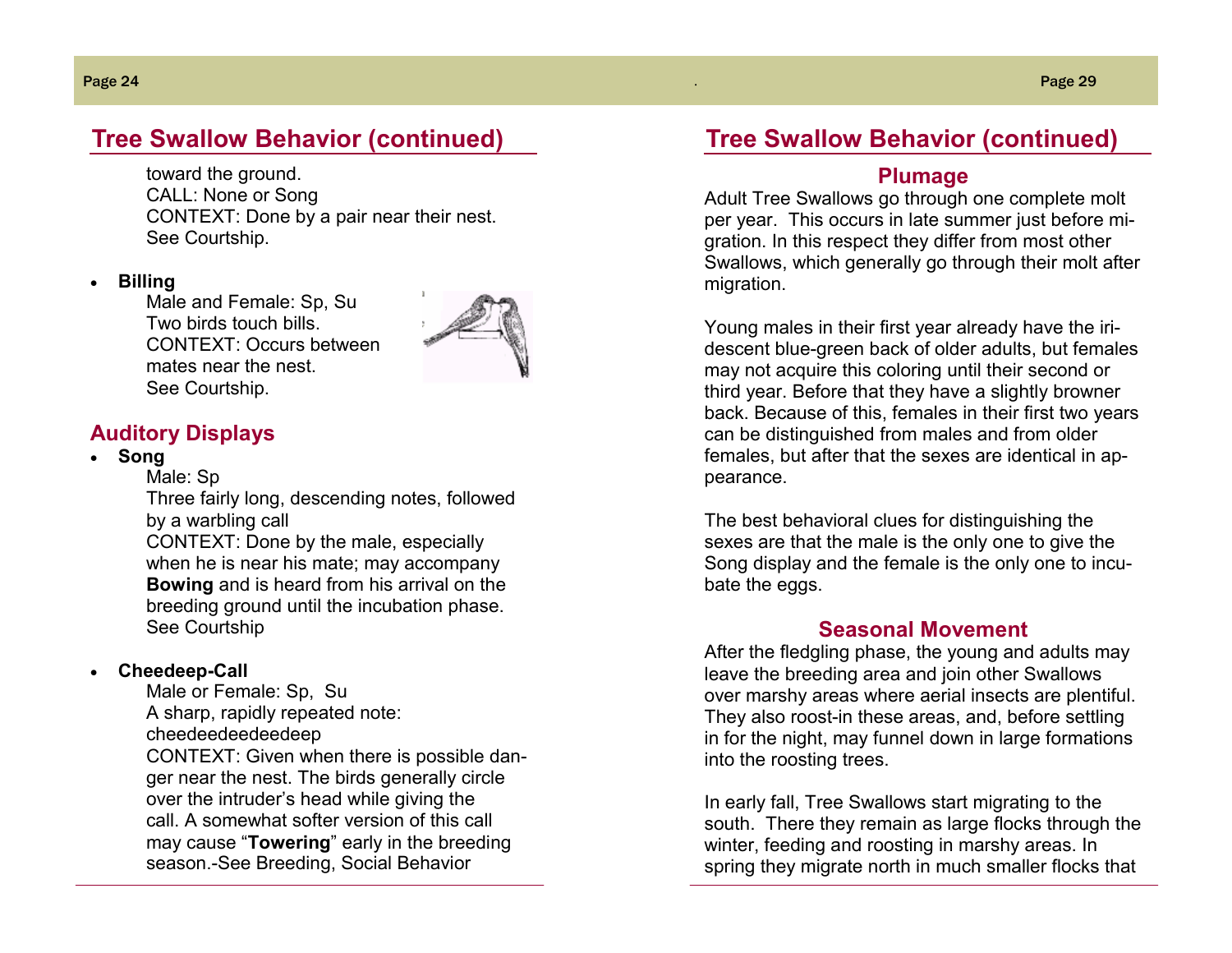## Tree Swallow Behavior (continued)

toward the ground.
CALL: None or Song
CONTEXT: Done by a pair near their nest.
See Courtship.

- **Billing**
  Male and Female: Sp, Su
  Two birds touch bills.
  CONTEXT: Occurs between mates near the nest.
  See Courtship.

### Auditory Displays

- **Song**
  Male: Sp
  Three fairly long, descending notes, followed by a warbling call
  CONTEXT: Done by the male, especially when he is near his mate; may accompany **Bowing** and is heard from his arrival on the breeding ground until the incubation phase.
  See Courtship

- **Cheedeep-Call**
  Male or Female: Sp, Su
  A sharp, rapidly repeated note: cheedeedeedeedeep
  CONTEXT: Given when there is possible danger near the nest. The birds generally circle over the intruder's head while giving the call. A somewhat softer version of this call may cause "**Towering**" early in the breeding season.-See Breeding, Social Behavior

## Tree Swallow Behavior (continued)

### Plumage

Adult Tree Swallows go through one complete molt per year. This occurs in late summer just before migration. In this respect they differ from most other Swallows, which generally go through their molt after migration.

Young males in their first year already have the iridescent blue-green back of older adults, but females may not acquire this coloring until their second or third year. Before that they have a slightly browner back. Because of this, females in their first two years can be distinguished from males and from older females, but after that the sexes are identical in appearance.

The best behavioral clues for distinguishing the sexes are that the male is the only one to give the Song display and the female is the only one to incubate the eggs.

### Seasonal Movement

After the fledgling phase, the young and adults may leave the breeding area and join other Swallows over marshy areas where aerial insects are plentiful. They also roost-in these areas, and, before settling in for the night, may funnel down in large formations into the roosting trees.

In early fall, Tree Swallows start migrating to the south. There they remain as large flocks through the winter, feeding and roosting in marshy areas. In spring they migrate north in much smaller flocks that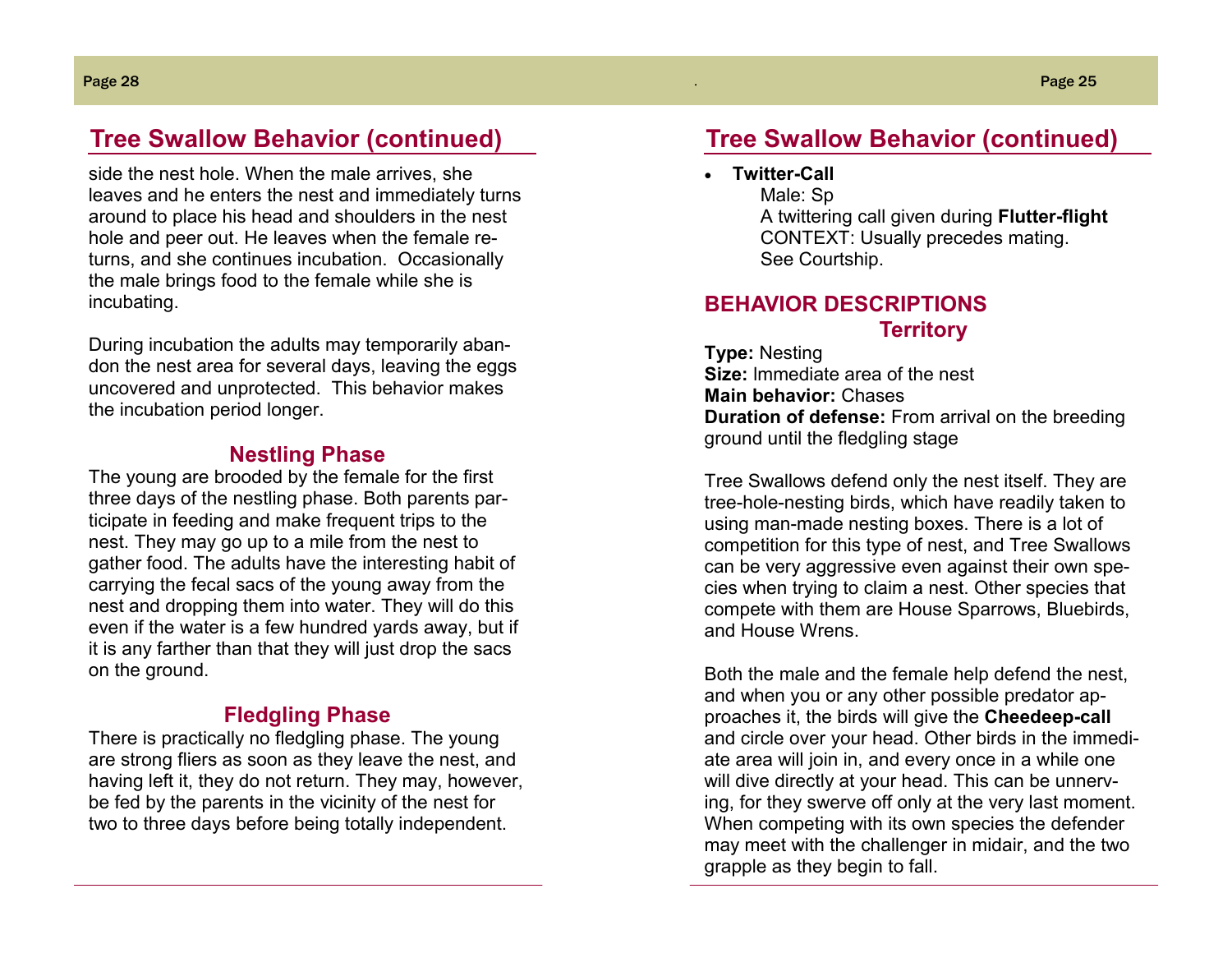## Tree Swallow Behavior (continued)

side the nest hole. When the male arrives, she leaves and he enters the nest and immediately turns around to place his head and shoulders in the nest hole and peer out. He leaves when the female returns, and she continues incubation. Occasionally the male brings food to the female while she is incubating.

During incubation the adults may temporarily abandon the nest area for several days, leaving the eggs uncovered and unprotected. This behavior makes the incubation period longer.

### Nestling Phase

The young are brooded by the female for the first three days of the nestling phase. Both parents participate in feeding and make frequent trips to the nest. They may go up to a mile from the nest to gather food. The adults have the interesting habit of carrying the fecal sacs of the young away from the nest and dropping them into water. They will do this even if the water is a few hundred yards away, but if it is any farther than that they will just drop the sacs on the ground.

### Fledgling Phase

There is practically no fledgling phase. The young are strong fliers as soon as they leave the nest, and having left it, they do not return. They may, however, be fed by the parents in the vicinity of the nest for two to three days before being totally independent.

## Tree Swallow Behavior (continued)

- **Twitter-Call**
  Male: Sp
  A twittering call given during **Flutter-flight**
  CONTEXT: Usually precedes mating.
  See Courtship.

### BEHAVIOR DESCRIPTIONS

### Territory

**Type:** Nesting
**Size:** Immediate area of the nest
**Main behavior:** Chases
**Duration of defense:** From arrival on the breeding ground until the fledgling stage

Tree Swallows defend only the nest itself. They are tree-hole-nesting birds, which have readily taken to using man-made nesting boxes. There is a lot of competition for this type of nest, and Tree Swallows can be very aggressive even against their own species when trying to claim a nest. Other species that compete with them are House Sparrows, Bluebirds, and House Wrens.

Both the male and the female help defend the nest, and when you or any other possible predator approaches it, the birds will give the **Cheedeep-call** and circle over your head. Other birds in the immediate area will join in, and every once in a while one will dive directly at your head. This can be unnerving, for they swerve off only at the very last moment. When competing with its own species the defender may meet with the challenger in midair, and the two grapple as they begin to fall.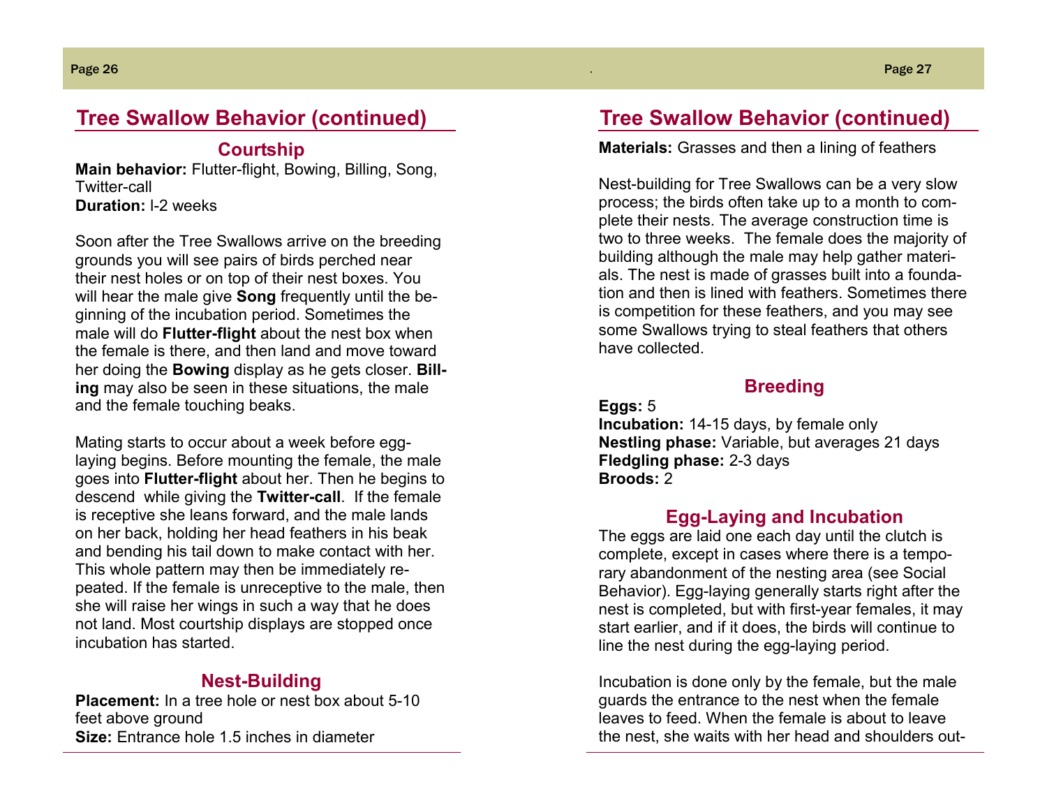## Tree Swallow Behavior (continued)

### Courtship

**Main behavior:** Flutter-flight, Bowing, Billing, Song, Twitter-call
**Duration:** l-2 weeks

Soon after the Tree Swallows arrive on the breeding grounds you will see pairs of birds perched near their nest holes or on top of their nest boxes. You will hear the male give **Song** frequently until the beginning of the incubation period. Sometimes the male will do **Flutter-flight** about the nest box when the female is there, and then land and move toward her doing the **Bowing** display as he gets closer. **Billing** may also be seen in these situations, the male and the female touching beaks.

Mating starts to occur about a week before egg-laying begins. Before mounting the female, the male goes into **Flutter-flight** about her. Then he begins to descend while giving the **Twitter-call**. If the female is receptive she leans forward, and the male lands on her back, holding her head feathers in his beak and bending his tail down to make contact with her. This whole pattern may then be immediately repeated. If the female is unreceptive to the male, then she will raise her wings in such a way that he does not land. Most courtship displays are stopped once incubation has started.

### Nest-Building

**Placement:** In a tree hole or nest box about 5-10 feet above ground
**Size:** Entrance hole 1.5 inches in diameter

## Tree Swallow Behavior (continued)

**Materials:** Grasses and then a lining of feathers

Nest-building for Tree Swallows can be a very slow process; the birds often take up to a month to complete their nests. The average construction time is two to three weeks. The female does the majority of building although the male may help gather materials. The nest is made of grasses built into a foundation and then is lined with feathers. Sometimes there is competition for these feathers, and you may see some Swallows trying to steal feathers that others have collected.

### Breeding

**Eggs:** 5
**Incubation:** 14-15 days, by female only
**Nestling phase:** Variable, but averages 21 days
**Fledgling phase:** 2-3 days
**Broods:** 2

### Egg-Laying and Incubation

The eggs are laid one each day until the clutch is complete, except in cases where there is a temporary abandonment of the nesting area (see Social Behavior). Egg-laying generally starts right after the nest is completed, but with first-year females, it may start earlier, and if it does, the birds will continue to line the nest during the egg-laying period.

Incubation is done only by the female, but the male guards the entrance to the nest when the female leaves to feed. When the female is about to leave the nest, she waits with her head and shoulders out-